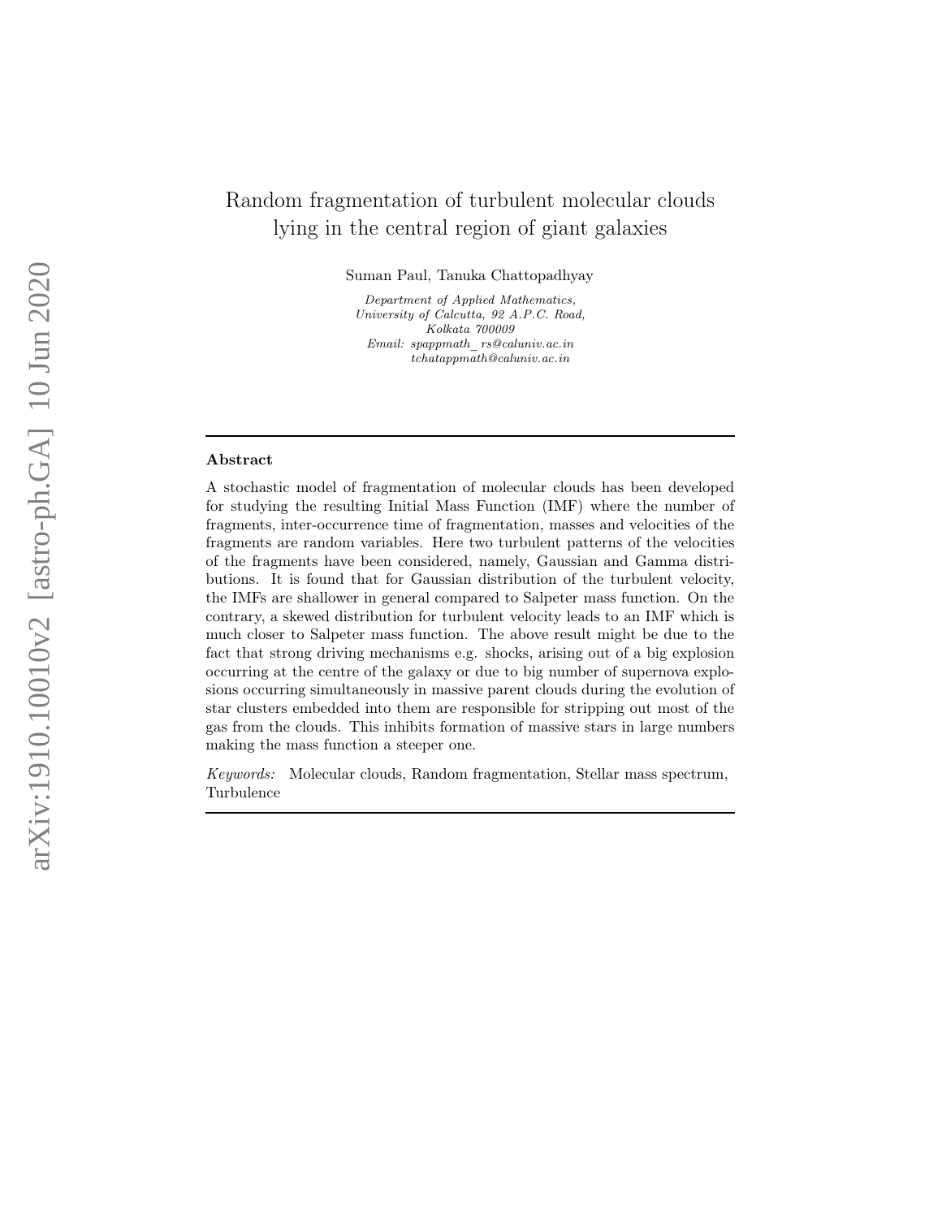# Random fragmentation of turbulent molecular clouds lying in the central region of giant galaxies

Suman Paul, Tanuka Chattopadhyay

*Department of Applied Mathematics,*
*University of Calcutta, 92 A.P.C. Road,*
*Kolkata 700009*
*Email: spappmath_rs@caluniv.ac.in*
*tchatappmath@caluniv.ac.in*

---

**Abstract**

A stochastic model of fragmentation of molecular clouds has been developed for studying the resulting Initial Mass Function (IMF) where the number of fragments, inter-occurrence time of fragmentation, masses and velocities of the fragments are random variables. Here two turbulent patterns of the velocities of the fragments have been considered, namely, Gaussian and Gamma distributions. It is found that for Gaussian distribution of the turbulent velocity, the IMFs are shallower in general compared to Salpeter mass function. On the contrary, a skewed distribution for turbulent velocity leads to an IMF which is much closer to Salpeter mass function. The above result might be due to the fact that strong driving mechanisms e.g. shocks, arising out of a big explosion occurring at the centre of the galaxy or due to big number of supernova explosions occurring simultaneously in massive parent clouds during the evolution of star clusters embedded into them are responsible for stripping out most of the gas from the clouds. This inhibits formation of massive stars in large numbers making the mass function a steeper one.

*Keywords:* Molecular clouds, Random fragmentation, Stellar mass spectrum, Turbulence

---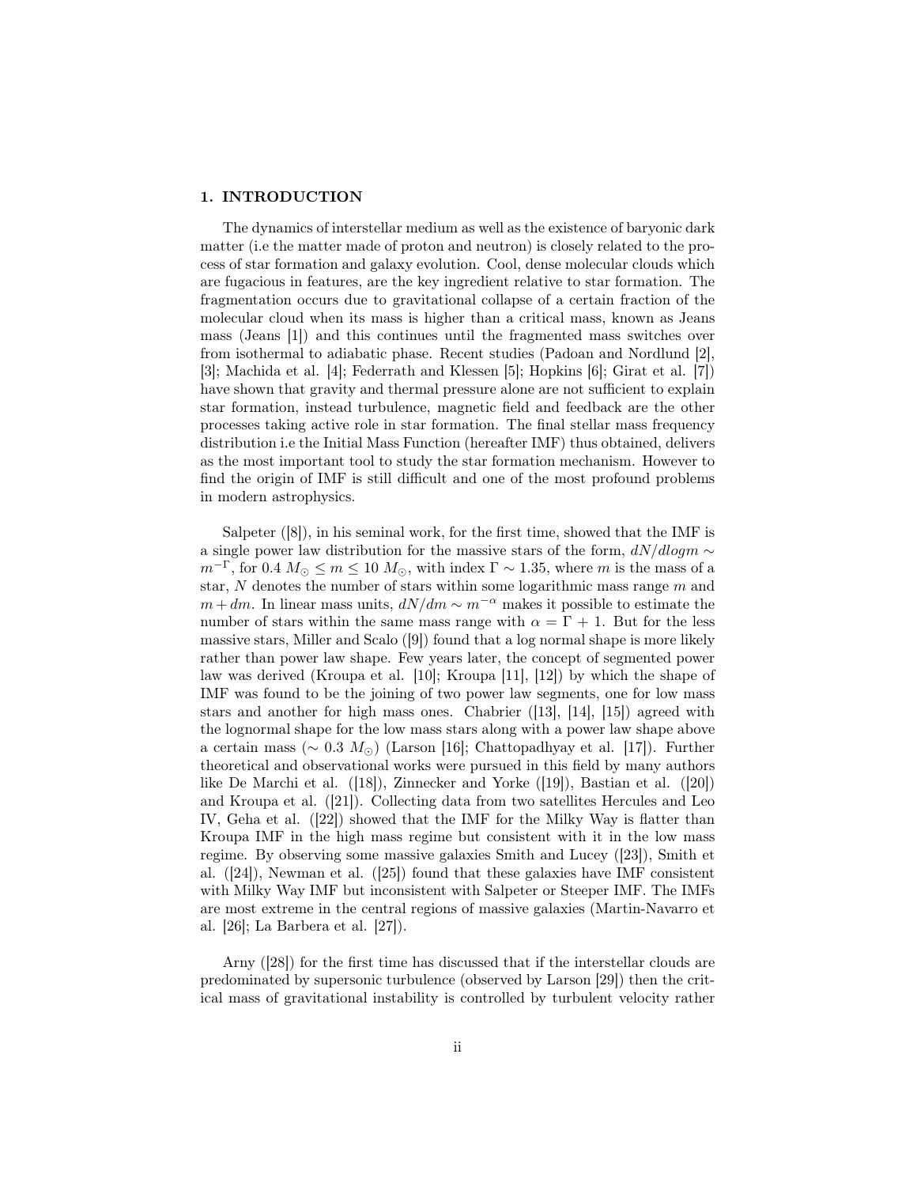## 1. INTRODUCTION

The dynamics of interstellar medium as well as the existence of baryonic dark matter (i.e the matter made of proton and neutron) is closely related to the process of star formation and galaxy evolution. Cool, dense molecular clouds which are fugacious in features, are the key ingredient relative to star formation. The fragmentation occurs due to gravitational collapse of a certain fraction of the molecular cloud when its mass is higher than a critical mass, known as Jeans mass (Jeans [1]) and this continues until the fragmented mass switches over from isothermal to adiabatic phase. Recent studies (Padoan and Nordlund [2], [3]; Machida et al. [4]; Federrath and Klessen [5]; Hopkins [6]; Girat et al. [7]) have shown that gravity and thermal pressure alone are not sufficient to explain star formation, instead turbulence, magnetic field and feedback are the other processes taking active role in star formation. The final stellar mass frequency distribution i.e the Initial Mass Function (hereafter IMF) thus obtained, delivers as the most important tool to study the star formation mechanism. However to find the origin of IMF is still difficult and one of the most profound problems in modern astrophysics.

Salpeter ([8]), in his seminal work, for the first time, showed that the IMF is a single power law distribution for the massive stars of the form, $dN/dlogm \sim m^{-\Gamma}$, for $0.4\ M_{\odot} \leq m \leq 10\ M_{\odot}$, with index $\Gamma \sim 1.35$, where $m$ is the mass of a star, $N$ denotes the number of stars within some logarithmic mass range $m$ and $m + dm$. In linear mass units, $dN/dm \sim m^{-\alpha}$ makes it possible to estimate the number of stars within the same mass range with $\alpha = \Gamma + 1$. But for the less massive stars, Miller and Scalo ([9]) found that a log normal shape is more likely rather than power law shape. Few years later, the concept of segmented power law was derived (Kroupa et al. [10]; Kroupa [11], [12]) by which the shape of IMF was found to be the joining of two power law segments, one for low mass stars and another for high mass ones. Chabrier ([13], [14], [15]) agreed with the lognormal shape for the low mass stars along with a power law shape above a certain mass ($\sim 0.3\ M_{\odot}$) (Larson [16]; Chattopadhyay et al. [17]). Further theoretical and observational works were pursued in this field by many authors like De Marchi et al. ([18]), Zinnecker and Yorke ([19]), Bastian et al. ([20]) and Kroupa et al. ([21]). Collecting data from two satellites Hercules and Leo IV, Geha et al. ([22]) showed that the IMF for the Milky Way is flatter than Kroupa IMF in the high mass regime but consistent with it in the low mass regime. By observing some massive galaxies Smith and Lucey ([23]), Smith et al. ([24]), Newman et al. ([25]) found that these galaxies have IMF consistent with Milky Way IMF but inconsistent with Salpeter or Steeper IMF. The IMFs are most extreme in the central regions of massive galaxies (Martin-Navarro et al. [26]; La Barbera et al. [27]).

Arny ([28]) for the first time has discussed that if the interstellar clouds are predominated by supersonic turbulence (observed by Larson [29]) then the critical mass of gravitational instability is controlled by turbulent velocity rather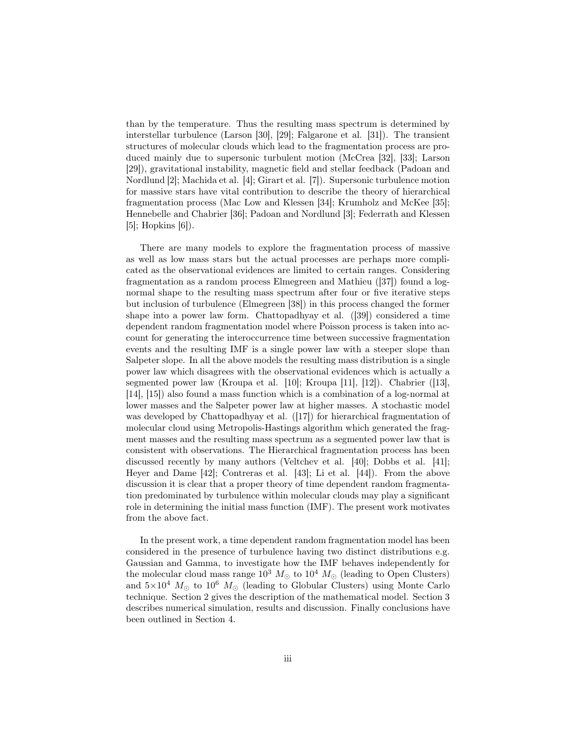than by the temperature. Thus the resulting mass spectrum is determined by interstellar turbulence (Larson [30], [29]; Falgarone et al. [31]). The transient structures of molecular clouds which lead to the fragmentation process are produced mainly due to supersonic turbulent motion (McCrea [32], [33]; Larson [29]), gravitational instability, magnetic field and stellar feedback (Padoan and Nordlund [2]; Machida et al. [4]; Girart et al. [7]). Supersonic turbulence motion for massive stars have vital contribution to describe the theory of hierarchical fragmentation process (Mac Low and Klessen [34]; Krumholz and McKee [35]; Hennebelle and Chabrier [36]; Padoan and Nordlund [3]; Federrath and Klessen [5]; Hopkins [6]).

There are many models to explore the fragmentation process of massive as well as low mass stars but the actual processes are perhaps more complicated as the observational evidences are limited to certain ranges. Considering fragmentation as a random process Elmegreen and Mathieu ([37]) found a log-normal shape to the resulting mass spectrum after four or five iterative steps but inclusion of turbulence (Elmegreen [38]) in this process changed the former shape into a power law form. Chattopadhyay et al. ([39]) considered a time dependent random fragmentation model where Poisson process is taken into account for generating the interoccurrence time between successive fragmentation events and the resulting IMF is a single power law with a steeper slope than Salpeter slope. In all the above models the resulting mass distribution is a single power law which disagrees with the observational evidences which is actually a segmented power law (Kroupa et al. [10]; Kroupa [11], [12]). Chabrier ([13], [14], [15]) also found a mass function which is a combination of a log-normal at lower masses and the Salpeter power law at higher masses. A stochastic model was developed by Chattopadhyay et al. ([17]) for hierarchical fragmentation of molecular cloud using Metropolis-Hastings algorithm which generated the fragment masses and the resulting mass spectrum as a segmented power law that is consistent with observations. The Hierarchical fragmentation process has been discussed recently by many authors (Veltchev et al. [40]; Dobbs et al. [41]; Heyer and Dame [42]; Contreras et al. [43]; Li et al. [44]). From the above discussion it is clear that a proper theory of time dependent random fragmentation predominated by turbulence within molecular clouds may play a significant role in determining the initial mass function (IMF). The present work motivates from the above fact.

In the present work, a time dependent random fragmentation model has been considered in the presence of turbulence having two distinct distributions e.g. Gaussian and Gamma, to investigate how the IMF behaves independently for the molecular cloud mass range $10^3$ $M_\odot$ to $10^4$ $M_\odot$ (leading to Open Clusters) and $5\times10^4$ $M_\odot$ to $10^6$ $M_\odot$ (leading to Globular Clusters) using Monte Carlo technique. Section 2 gives the description of the mathematical model. Section 3 describes numerical simulation, results and discussion. Finally conclusions have been outlined in Section 4.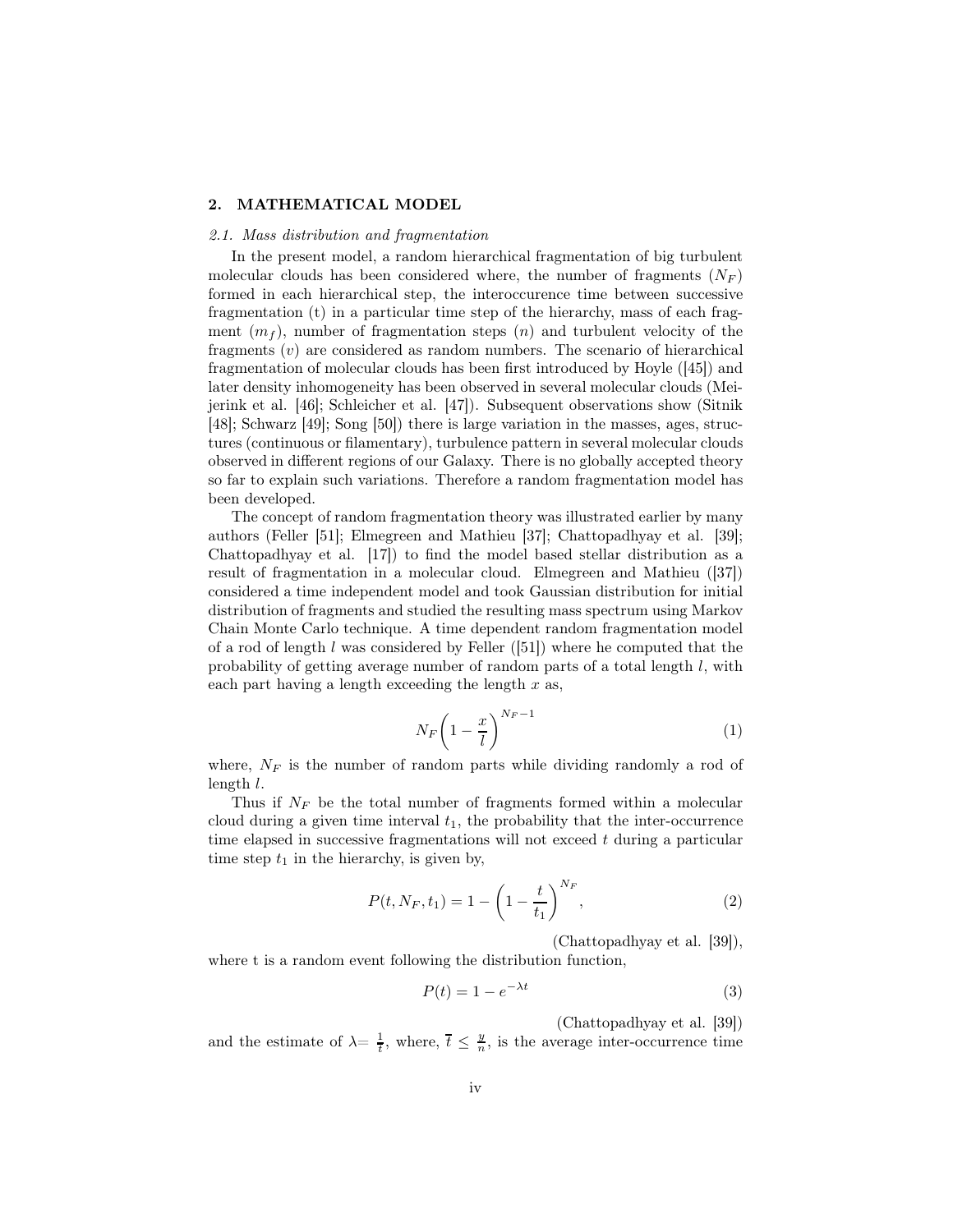## 2. MATHEMATICAL MODEL

### *2.1. Mass distribution and fragmentation*

In the present model, a random hierarchical fragmentation of big turbulent molecular clouds has been considered where, the number of fragments ($N_F$) formed in each hierarchical step, the interoccurence time between successive fragmentation (t) in a particular time step of the hierarchy, mass of each fragment ($m_f$), number of fragmentation steps ($n$) and turbulent velocity of the fragments ($v$) are considered as random numbers. The scenario of hierarchical fragmentation of molecular clouds has been first introduced by Hoyle ([45]) and later density inhomogeneity has been observed in several molecular clouds (Meijerink et al. [46]; Schleicher et al. [47]). Subsequent observations show (Sitnik [48]; Schwarz [49]; Song [50]) there is large variation in the masses, ages, structures (continuous or filamentary), turbulence pattern in several molecular clouds observed in different regions of our Galaxy. There is no globally accepted theory so far to explain such variations. Therefore a random fragmentation model has been developed.

The concept of random fragmentation theory was illustrated earlier by many authors (Feller [51]; Elmegreen and Mathieu [37]; Chattopadhyay et al. [39]; Chattopadhyay et al. [17]) to find the model based stellar distribution as a result of fragmentation in a molecular cloud. Elmegreen and Mathieu ([37]) considered a time independent model and took Gaussian distribution for initial distribution of fragments and studied the resulting mass spectrum using Markov Chain Monte Carlo technique. A time dependent random fragmentation model of a rod of length $l$ was considered by Feller ([51]) where he computed that the probability of getting average number of random parts of a total length $l$, with each part having a length exceeding the length $x$ as,

$$N_F\left(1-\frac{x}{l}\right)^{N_F-1} \tag{1}$$

where, $N_F$ is the number of random parts while dividing randomly a rod of length $l$.

Thus if $N_F$ be the total number of fragments formed within a molecular cloud during a given time interval $t_1$, the probability that the inter-occurrence time elapsed in successive fragmentations will not exceed $t$ during a particular time step $t_1$ in the hierarchy, is given by,

$$P(t, N_F, t_1) = 1 - \left(1-\frac{t}{t_1}\right)^{N_F}, \tag{2}$$

(Chattopadhyay et al. [39]),

where t is a random event following the distribution function,

$$P(t) = 1 - e^{-\lambda t} \tag{3}$$

(Chattopadhyay et al. [39])

and the estimate of $\lambda = \frac{1}{\bar{t}}$, where, $\bar{t} \leq \frac{y}{n}$, is the average inter-occurrence time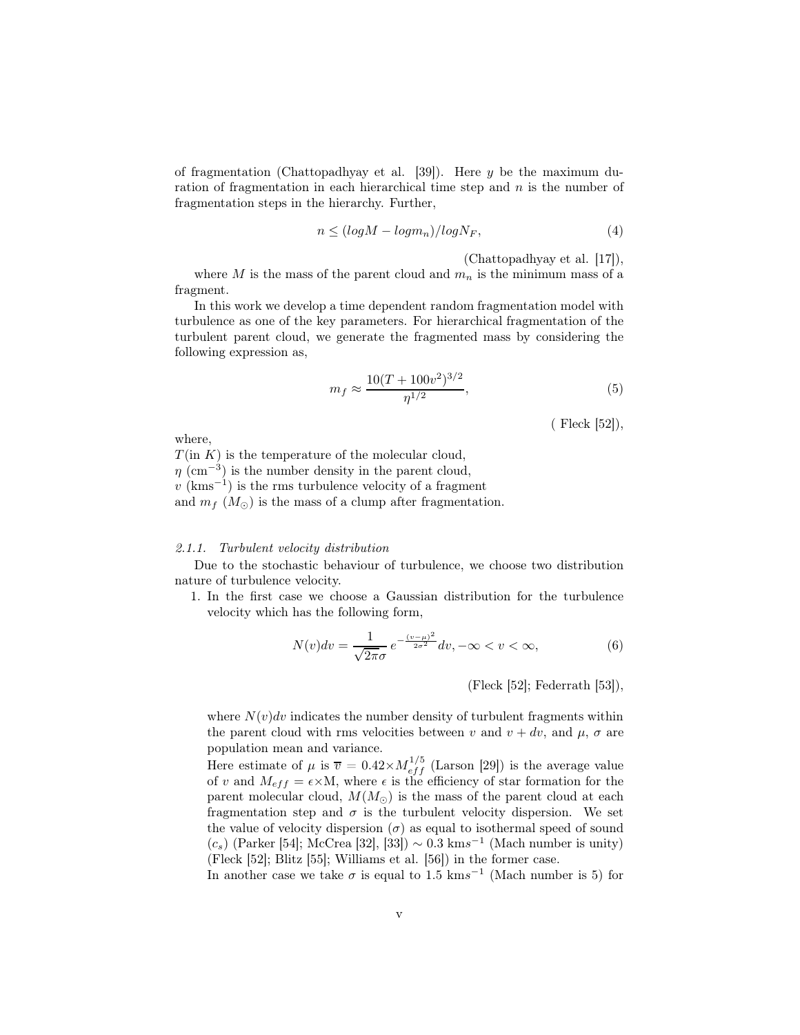of fragmentation (Chattopadhyay et al. [39]). Here $y$ be the maximum duration of fragmentation in each hierarchical time step and $n$ is the number of fragmentation steps in the hierarchy. Further,

$$n \leq (logM - logm_n)/logN_F, \tag{4}$$

(Chattopadhyay et al. [17]),

where $M$ is the mass of the parent cloud and $m_n$ is the minimum mass of a fragment.

In this work we develop a time dependent random fragmentation model with turbulence as one of the key parameters. For hierarchical fragmentation of the turbulent parent cloud, we generate the fragmented mass by considering the following expression as,

$$m_f \approx \frac{10(T + 100v^2)^{3/2}}{\eta^{1/2}}, \tag{5}$$

( Fleck [52]),

where,
$T$(in $K$) is the temperature of the molecular cloud,
$\eta$ (cm$^{-3}$) is the number density in the parent cloud,
$v$ (kms$^{-1}$) is the rms turbulence velocity of a fragment
and $m_f$ ($M_\odot$) is the mass of a clump after fragmentation.

*2.1.1. Turbulent velocity distribution*

Due to the stochastic behaviour of turbulence, we choose two distribution nature of turbulence velocity.

1. In the first case we choose a Gaussian distribution for the turbulence velocity which has the following form,

$$N(v)dv = \frac{1}{\sqrt{2\pi}\sigma} e^{-\frac{(v-\mu)^2}{2\sigma^2}} dv, -\infty < v < \infty, \tag{6}$$

(Fleck [52]; Federrath [53]),

where $N(v)dv$ indicates the number density of turbulent fragments within the parent cloud with rms velocities between $v$ and $v + dv$, and $\mu$, $\sigma$ are population mean and variance.
Here estimate of $\mu$ is $\overline{v} = 0.42 \times M_{eff}^{1/5}$ (Larson [29]) is the average value of $v$ and $M_{eff} = \epsilon \times$M, where $\epsilon$ is the efficiency of star formation for the parent molecular cloud, $M(M_\odot)$ is the mass of the parent cloud at each fragmentation step and $\sigma$ is the turbulent velocity dispersion. We set the value of velocity dispersion ($\sigma$) as equal to isothermal speed of sound ($c_s$) (Parker [54]; McCrea [32], [33]) $\sim 0.3$ km$s^{-1}$ (Mach number is unity) (Fleck [52]; Blitz [55]; Williams et al. [56]) in the former case.
In another case we take $\sigma$ is equal to 1.5 km$s^{-1}$ (Mach number is 5) for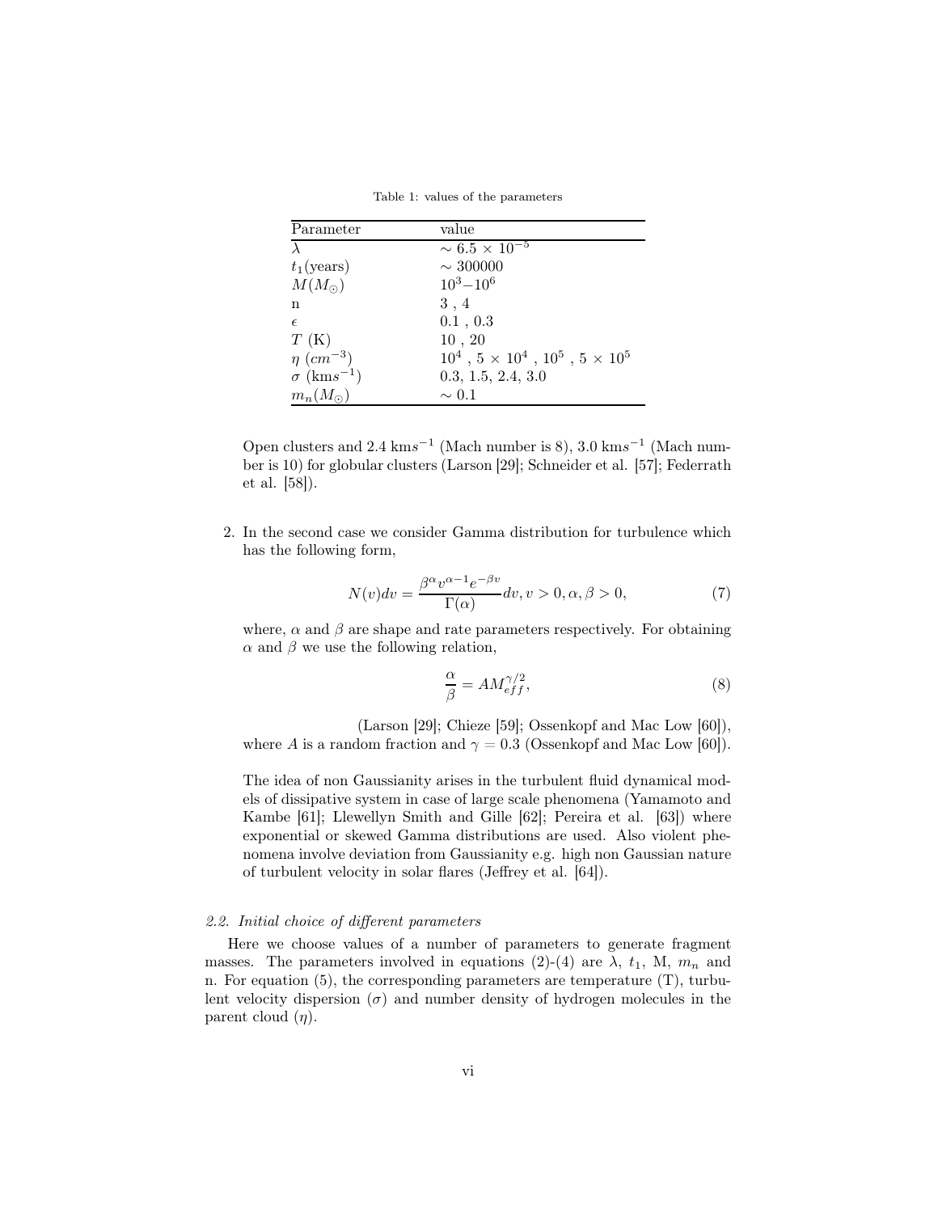Table 1: values of the parameters

| Parameter | value |
|---|---|
| $\lambda$ | $\sim 6.5 \times 10^{-5}$ |
| $t_1$(years) | $\sim 300000$ |
| $M(M_\odot)$ | $10^3$–$10^6$ |
| n | 3 , 4 |
| $\epsilon$ | 0.1 , 0.3 |
| $T$ (K) | 10 , 20 |
| $\eta$ ($cm^{-3}$) | $10^4$ , $5 \times 10^4$ , $10^5$ , $5 \times 10^5$ |
| $\sigma$ (km$s^{-1}$) | 0.3, 1.5, 2.4, 3.0 |
| $m_n(M_\odot)$ | $\sim 0.1$ |

Open clusters and 2.4 km$s^{-1}$ (Mach number is 8), 3.0 km$s^{-1}$ (Mach number is 10) for globular clusters (Larson [29]; Schneider et al. [57]; Federrath et al. [58]).

2. In the second case we consider Gamma distribution for turbulence which has the following form,

$$N(v)dv = \frac{\beta^\alpha v^{\alpha-1} e^{-\beta v}}{\Gamma(\alpha)} dv, v > 0, \alpha, \beta > 0, \tag{7}$$

where, $\alpha$ and $\beta$ are shape and rate parameters respectively. For obtaining $\alpha$ and $\beta$ we use the following relation,

$$\frac{\alpha}{\beta} = AM_{eff}^{\gamma/2}, \tag{8}$$

(Larson [29]; Chieze [59]; Ossenkopf and Mac Low [60]), where $A$ is a random fraction and $\gamma = 0.3$ (Ossenkopf and Mac Low [60]).

The idea of non Gaussianity arises in the turbulent fluid dynamical models of dissipative system in case of large scale phenomena (Yamamoto and Kambe [61]; Llewellyn Smith and Gille [62]; Pereira et al. [63]) where exponential or skewed Gamma distributions are used. Also violent phenomena involve deviation from Gaussianity e.g. high non Gaussian nature of turbulent velocity in solar flares (Jeffrey et al. [64]).

### *2.2. Initial choice of different parameters*

Here we choose values of a number of parameters to generate fragment masses. The parameters involved in equations (2)-(4) are $\lambda$, $t_1$, M, $m_n$ and n. For equation (5), the corresponding parameters are temperature (T), turbulent velocity dispersion ($\sigma$) and number density of hydrogen molecules in the parent cloud ($\eta$).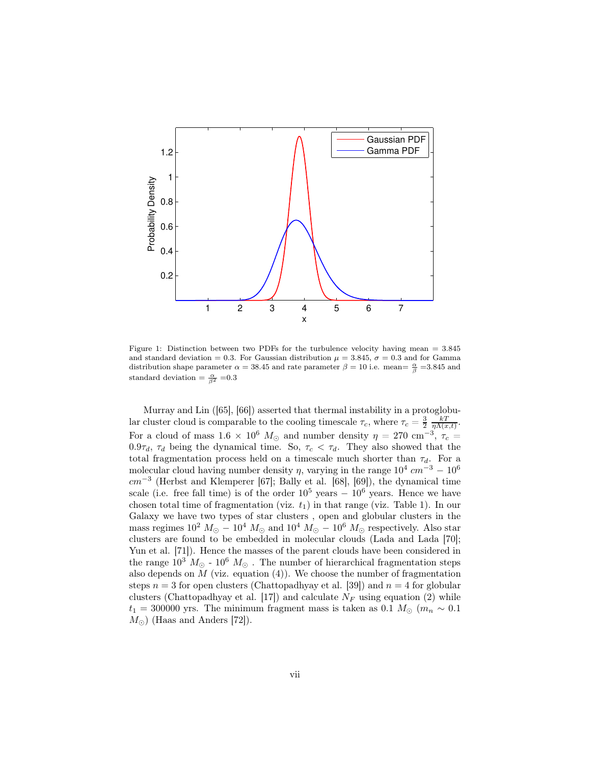Figure 1: Distinction between two PDFs for the turbulence velocity having mean = 3.845 and standard deviation = 0.3. For Gaussian distribution $\mu = 3.845$, $\sigma = 0.3$ and for Gamma distribution shape parameter $\alpha = 38.45$ and rate parameter $\beta = 10$ i.e. mean= $\frac{\alpha}{\beta}$ =3.845 and standard deviation = $\frac{\alpha}{\beta^2}$ =0.3

Murray and Lin ([65], [66]) asserted that thermal instability in a protoglobular cluster cloud is comparable to the cooling timescale $\tau_c$, where $\tau_c = \frac{3}{2}\frac{kT}{\eta\Lambda(x,t)}$. For a cloud of mass $1.6 \times 10^6\ M_\odot$ and number density $\eta = 270$ cm$^{-3}$, $\tau_c = 0.9\tau_d$, $\tau_d$ being the dynamical time. So, $\tau_c < \tau_d$. They also showed that the total fragmentation process held on a timescale much shorter than $\tau_d$. For a molecular cloud having number density $\eta$, varying in the range $10^4\ cm^{-3} - 10^6\ cm^{-3}$ (Herbst and Klemperer [67]; Bally et al. [68], [69]), the dynamical time scale (i.e. free fall time) is of the order $10^5$ years $-$ $10^6$ years. Hence we have chosen total time of fragmentation (viz. $t_1$) in that range (viz. Table 1). In our Galaxy we have two types of star clusters , open and globular clusters in the mass regimes $10^2\ M_\odot - 10^4\ M_\odot$ and $10^4\ M_\odot - 10^6\ M_\odot$ respectively. Also star clusters are found to be embedded in molecular clouds (Lada and Lada [70]; Yun et al. [71]). Hence the masses of the parent clouds have been considered in the range $10^3\ M_\odot$ - $10^6\ M_\odot$ . The number of hierarchical fragmentation steps also depends on $M$ (viz. equation (4)). We choose the number of fragmentation steps $n = 3$ for open clusters (Chattopadhyay et al. [39]) and $n = 4$ for globular clusters (Chattopadhyay et al. [17]) and calculate $N_F$ using equation (2) while $t_1 = 300000$ yrs. The minimum fragment mass is taken as $0.1\ M_\odot$ ($m_n \sim 0.1\ M_\odot$) (Haas and Anders [72]).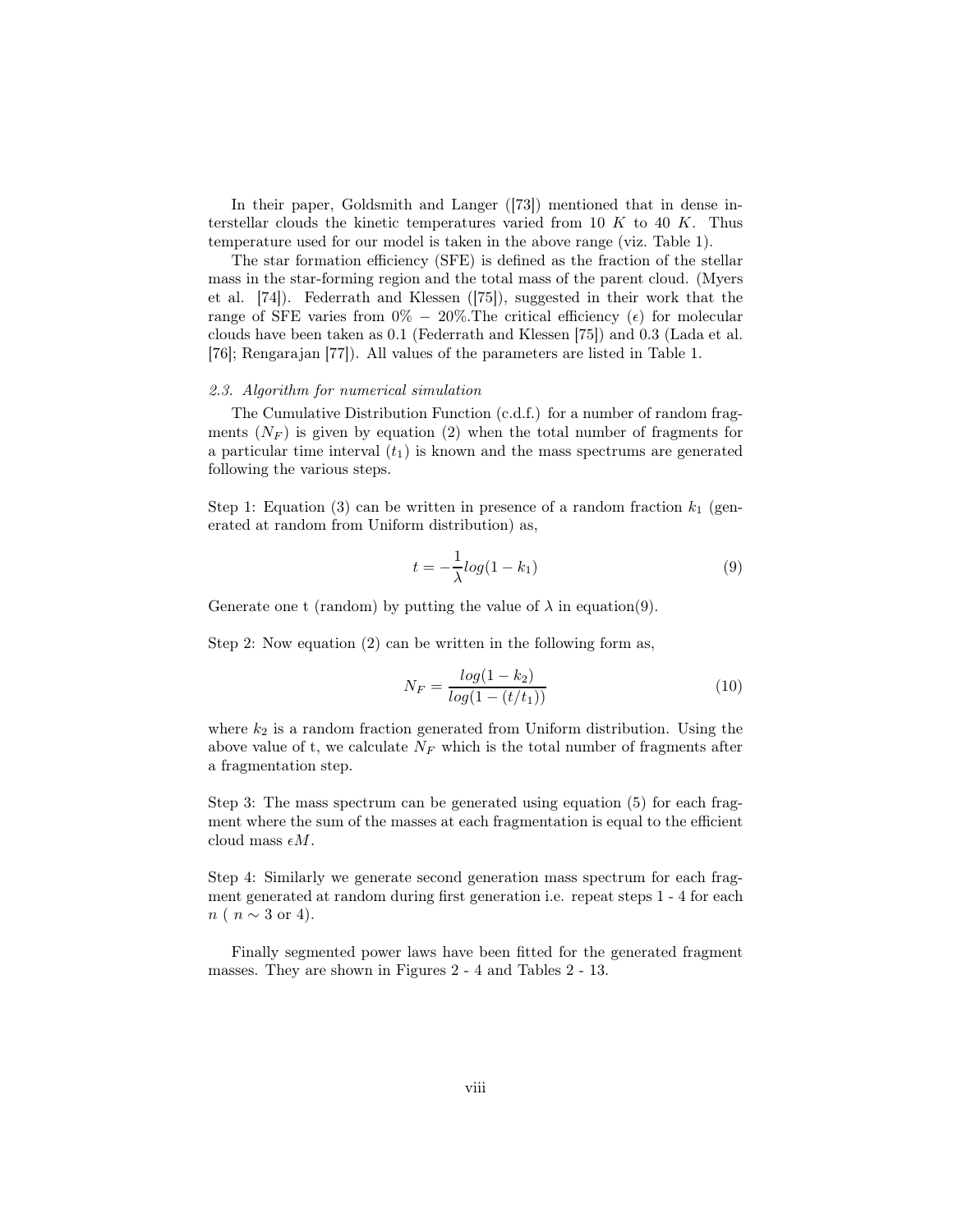In their paper, Goldsmith and Langer ([73]) mentioned that in dense interstellar clouds the kinetic temperatures varied from 10 $K$ to 40 $K$. Thus temperature used for our model is taken in the above range (viz. Table 1).

The star formation efficiency (SFE) is defined as the fraction of the stellar mass in the star-forming region and the total mass of the parent cloud. (Myers et al. [74]). Federrath and Klessen ([75]), suggested in their work that the range of SFE varies from 0% − 20%.The critical efficiency ($\epsilon$) for molecular clouds have been taken as 0.1 (Federrath and Klessen [75]) and 0.3 (Lada et al. [76]; Rengarajan [77]). All values of the parameters are listed in Table 1.

### *2.3. Algorithm for numerical simulation*

The Cumulative Distribution Function (c.d.f.) for a number of random fragments ($N_F$) is given by equation (2) when the total number of fragments for a particular time interval ($t_1$) is known and the mass spectrums are generated following the various steps.

Step 1: Equation (3) can be written in presence of a random fraction $k_1$ (generated at random from Uniform distribution) as,

$$t = -\frac{1}{\lambda} log(1 - k_1) \tag{9}$$

Generate one t (random) by putting the value of $\lambda$ in equation(9).

Step 2: Now equation (2) can be written in the following form as,

$$N_F = \frac{log(1 - k_2)}{log(1 - (t/t_1))} \tag{10}$$

where $k_2$ is a random fraction generated from Uniform distribution. Using the above value of t, we calculate $N_F$ which is the total number of fragments after a fragmentation step.

Step 3: The mass spectrum can be generated using equation (5) for each fragment where the sum of the masses at each fragmentation is equal to the efficient cloud mass $\epsilon M$.

Step 4: Similarly we generate second generation mass spectrum for each fragment generated at random during first generation i.e. repeat steps 1 - 4 for each $n$ ( $n \sim 3$ or 4).

Finally segmented power laws have been fitted for the generated fragment masses. They are shown in Figures 2 - 4 and Tables 2 - 13.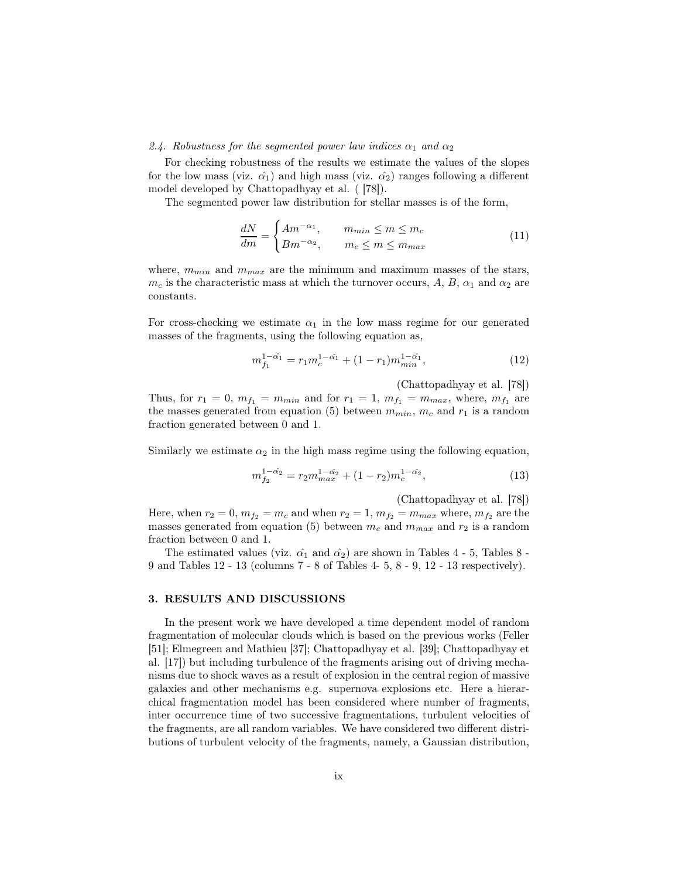*2.4. Robustness for the segmented power law indices $\alpha_1$ and $\alpha_2$*

For checking robustness of the results we estimate the values of the slopes for the low mass (viz. $\hat{\alpha_1}$) and high mass (viz. $\hat{\alpha_2}$) ranges following a different model developed by Chattopadhyay et al. ( [78]).

The segmented power law distribution for stellar masses is of the form,

$$\frac{dN}{dm} = \begin{cases} Am^{-\alpha_1}, & m_{min} \leq m \leq m_c \\ Bm^{-\alpha_2}, & m_c \leq m \leq m_{max} \end{cases} \tag{11}$$

where, $m_{min}$ and $m_{max}$ are the minimum and maximum masses of the stars, $m_c$ is the characteristic mass at which the turnover occurs, $A$, $B$, $\alpha_1$ and $\alpha_2$ are constants.

For cross-checking we estimate $\alpha_1$ in the low mass regime for our generated masses of the fragments, using the following equation as,

$$m_{f_1}^{1-\hat{\alpha_1}} = r_1 m_c^{1-\hat{\alpha_1}} + (1 - r_1) m_{min}^{1-\hat{\alpha_1}}, \tag{12}$$

(Chattopadhyay et al. [78])

Thus, for $r_1 = 0$, $m_{f_1} = m_{min}$ and for $r_1 = 1$, $m_{f_1} = m_{max}$, where, $m_{f_1}$ are the masses generated from equation (5) between $m_{min}$, $m_c$ and $r_1$ is a random fraction generated between 0 and 1.

Similarly we estimate $\alpha_2$ in the high mass regime using the following equation,

$$m_{f_2}^{1-\hat{\alpha_2}} = r_2 m_{max}^{1-\hat{\alpha_2}} + (1 - r_2) m_c^{1-\hat{\alpha_2}}, \tag{13}$$

(Chattopadhyay et al. [78])

Here, when $r_2 = 0$, $m_{f_2} = m_c$ and when $r_2 = 1$, $m_{f_2} = m_{max}$ where, $m_{f_2}$ are the masses generated from equation (5) between $m_c$ and $m_{max}$ and $r_2$ is a random fraction between 0 and 1.

The estimated values (viz. $\hat{\alpha_1}$ and $\hat{\alpha_2}$) are shown in Tables 4 - 5, Tables 8 - 9 and Tables 12 - 13 (columns 7 - 8 of Tables 4- 5, 8 - 9, 12 - 13 respectively).

## 3. RESULTS AND DISCUSSIONS

In the present work we have developed a time dependent model of random fragmentation of molecular clouds which is based on the previous works (Feller [51]; Elmegreen and Mathieu [37]; Chattopadhyay et al. [39]; Chattopadhyay et al. [17]) but including turbulence of the fragments arising out of driving mechanisms due to shock waves as a result of explosion in the central region of massive galaxies and other mechanisms e.g. supernova explosions etc. Here a hierarchical fragmentation model has been considered where number of fragments, inter occurrence time of two successive fragmentations, turbulent velocities of the fragments, are all random variables. We have considered two different distributions of turbulent velocity of the fragments, namely, a Gaussian distribution,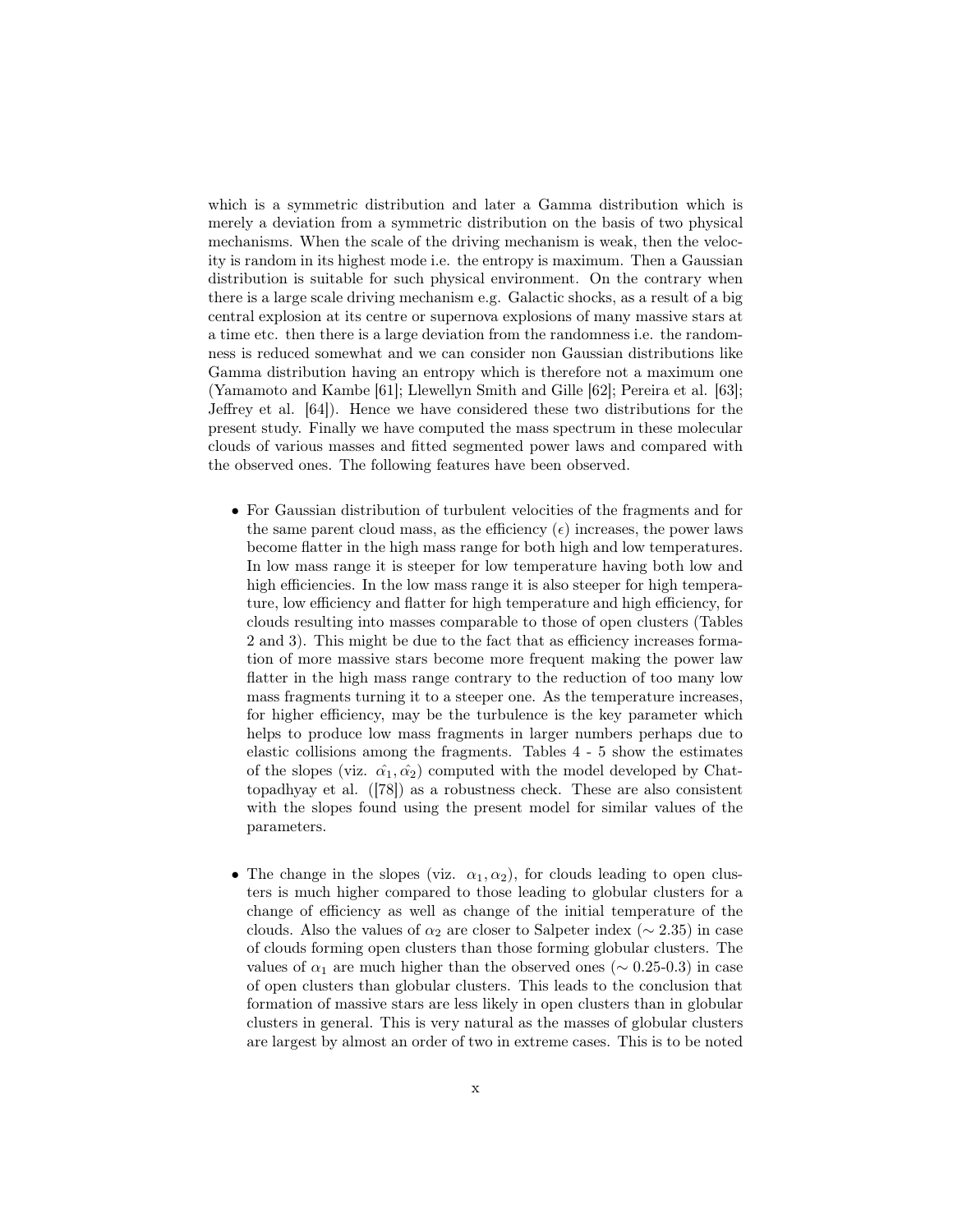which is a symmetric distribution and later a Gamma distribution which is merely a deviation from a symmetric distribution on the basis of two physical mechanisms. When the scale of the driving mechanism is weak, then the velocity is random in its highest mode i.e. the entropy is maximum. Then a Gaussian distribution is suitable for such physical environment. On the contrary when there is a large scale driving mechanism e.g. Galactic shocks, as a result of a big central explosion at its centre or supernova explosions of many massive stars at a time etc. then there is a large deviation from the randomness i.e. the randomness is reduced somewhat and we can consider non Gaussian distributions like Gamma distribution having an entropy which is therefore not a maximum one (Yamamoto and Kambe [61]; Llewellyn Smith and Gille [62]; Pereira et al. [63]; Jeffrey et al. [64]). Hence we have considered these two distributions for the present study. Finally we have computed the mass spectrum in these molecular clouds of various masses and fitted segmented power laws and compared with the observed ones. The following features have been observed.

- For Gaussian distribution of turbulent velocities of the fragments and for the same parent cloud mass, as the efficiency ($\epsilon$) increases, the power laws become flatter in the high mass range for both high and low temperatures. In low mass range it is steeper for low temperature having both low and high efficiencies. In the low mass range it is also steeper for high temperature, low efficiency and flatter for high temperature and high efficiency, for clouds resulting into masses comparable to those of open clusters (Tables 2 and 3). This might be due to the fact that as efficiency increases formation of more massive stars become more frequent making the power law flatter in the high mass range contrary to the reduction of too many low mass fragments turning it to a steeper one. As the temperature increases, for higher efficiency, may be the turbulence is the key parameter which helps to produce low mass fragments in larger numbers perhaps due to elastic collisions among the fragments. Tables 4 - 5 show the estimates of the slopes (viz. $\hat{\alpha_1}, \hat{\alpha_2}$) computed with the model developed by Chattopadhyay et al. ([78]) as a robustness check. These are also consistent with the slopes found using the present model for similar values of the parameters.

- The change in the slopes (viz. $\alpha_1, \alpha_2$), for clouds leading to open clusters is much higher compared to those leading to globular clusters for a change of efficiency as well as change of the initial temperature of the clouds. Also the values of $\alpha_2$ are closer to Salpeter index ($\sim 2.35$) in case of clouds forming open clusters than those forming globular clusters. The values of $\alpha_1$ are much higher than the observed ones ($\sim$ 0.25-0.3) in case of open clusters than globular clusters. This leads to the conclusion that formation of massive stars are less likely in open clusters than in globular clusters in general. This is very natural as the masses of globular clusters are largest by almost an order of two in extreme cases. This is to be noted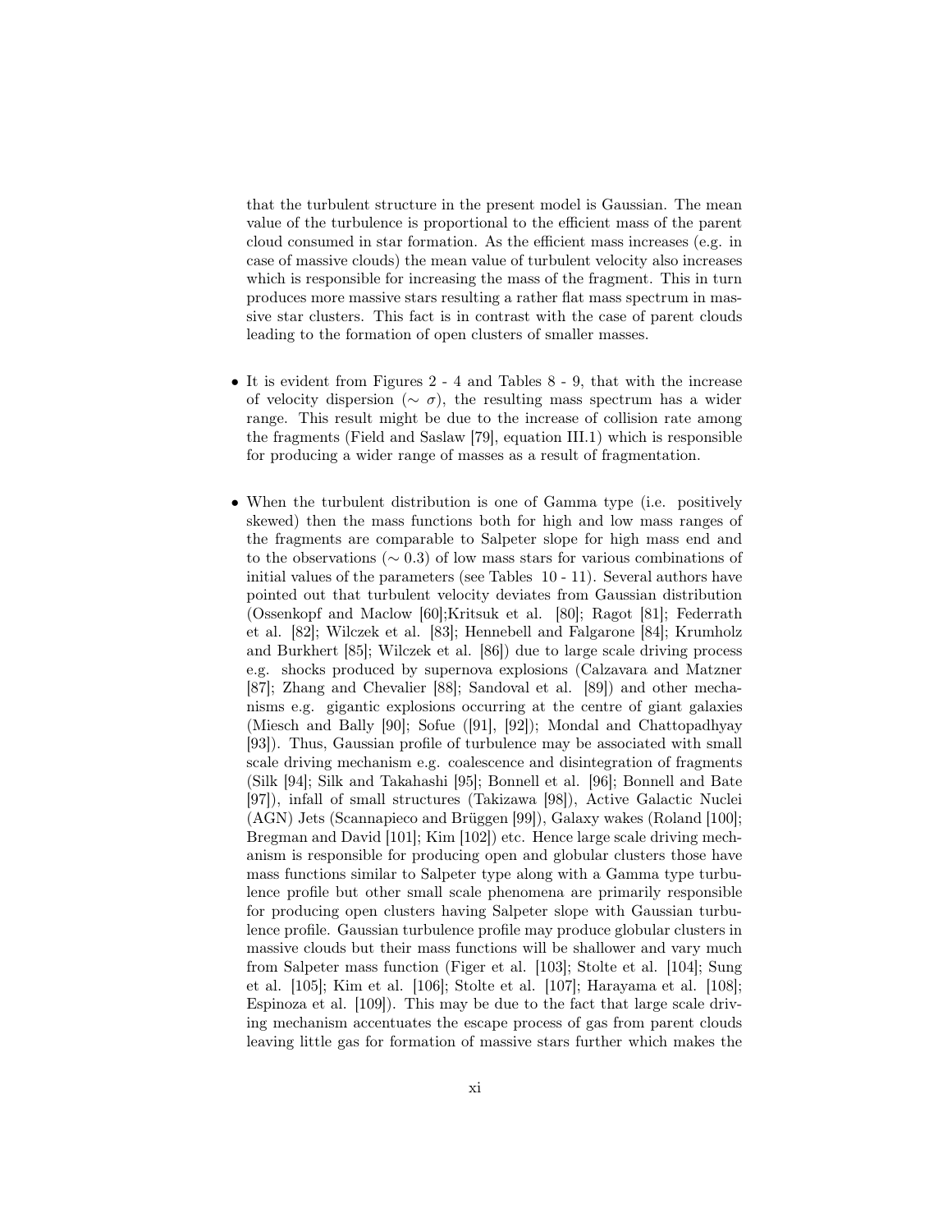that the turbulent structure in the present model is Gaussian. The mean value of the turbulence is proportional to the efficient mass of the parent cloud consumed in star formation. As the efficient mass increases (e.g. in case of massive clouds) the mean value of turbulent velocity also increases which is responsible for increasing the mass of the fragment. This in turn produces more massive stars resulting a rather flat mass spectrum in massive star clusters. This fact is in contrast with the case of parent clouds leading to the formation of open clusters of smaller masses.

- It is evident from Figures 2 - 4 and Tables 8 - 9, that with the increase of velocity dispersion ($\sim \sigma$), the resulting mass spectrum has a wider range. This result might be due to the increase of collision rate among the fragments (Field and Saslaw [79], equation III.1) which is responsible for producing a wider range of masses as a result of fragmentation.

- When the turbulent distribution is one of Gamma type (i.e. positively skewed) then the mass functions both for high and low mass ranges of the fragments are comparable to Salpeter slope for high mass end and to the observations ($\sim 0.3$) of low mass stars for various combinations of initial values of the parameters (see Tables 10 - 11). Several authors have pointed out that turbulent velocity deviates from Gaussian distribution (Ossenkopf and Maclow [60];Kritsuk et al. [80]; Ragot [81]; Federrath et al. [82]; Wilczek et al. [83]; Hennebell and Falgarone [84]; Krumholz and Burkhert [85]; Wilczek et al. [86]) due to large scale driving process e.g. shocks produced by supernova explosions (Calzavara and Matzner [87]; Zhang and Chevalier [88]; Sandoval et al. [89]) and other mechanisms e.g. gigantic explosions occurring at the centre of giant galaxies (Miesch and Bally [90]; Sofue ([91], [92]); Mondal and Chattopadhyay [93]). Thus, Gaussian profile of turbulence may be associated with small scale driving mechanism e.g. coalescence and disintegration of fragments (Silk [94]; Silk and Takahashi [95]; Bonnell et al. [96]; Bonnell and Bate [97]), infall of small structures (Takizawa [98]), Active Galactic Nuclei (AGN) Jets (Scannapieco and Brüggen [99]), Galaxy wakes (Roland [100]; Bregman and David [101]; Kim [102]) etc. Hence large scale driving mechanism is responsible for producing open and globular clusters those have mass functions similar to Salpeter type along with a Gamma type turbulence profile but other small scale phenomena are primarily responsible for producing open clusters having Salpeter slope with Gaussian turbulence profile. Gaussian turbulence profile may produce globular clusters in massive clouds but their mass functions will be shallower and vary much from Salpeter mass function (Figer et al. [103]; Stolte et al. [104]; Sung et al. [105]; Kim et al. [106]; Stolte et al. [107]; Harayama et al. [108]; Espinoza et al. [109]). This may be due to the fact that large scale driving mechanism accentuates the escape process of gas from parent clouds leaving little gas for formation of massive stars further which makes the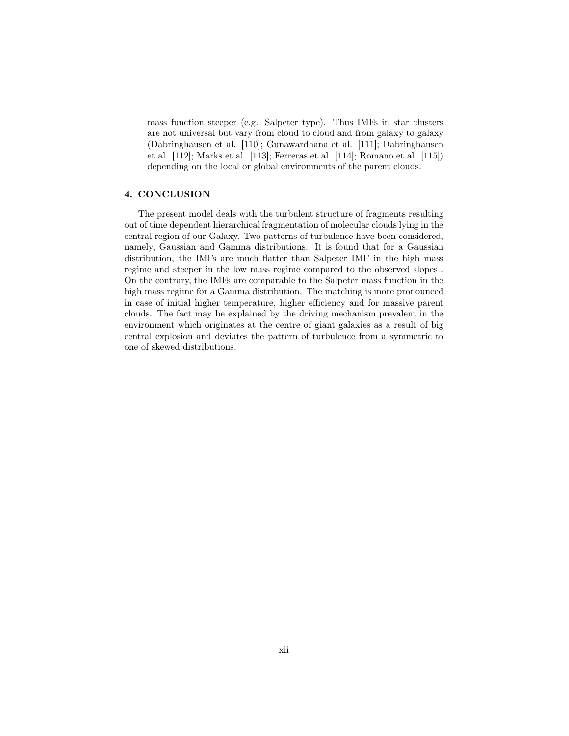mass function steeper (e.g. Salpeter type). Thus IMFs in star clusters are not universal but vary from cloud to cloud and from galaxy to galaxy (Dabringhausen et al. [110]; Gunawardhana et al. [111]; Dabringhausen et al. [112]; Marks et al. [113]; Ferreras et al. [114]; Romano et al. [115]) depending on the local or global environments of the parent clouds.

## 4. CONCLUSION

The present model deals with the turbulent structure of fragments resulting out of time dependent hierarchical fragmentation of molecular clouds lying in the central region of our Galaxy. Two patterns of turbulence have been considered, namely, Gaussian and Gamma distributions. It is found that for a Gaussian distribution, the IMFs are much flatter than Salpeter IMF in the high mass regime and steeper in the low mass regime compared to the observed slopes . On the contrary, the IMFs are comparable to the Salpeter mass function in the high mass regime for a Gamma distribution. The matching is more pronounced in case of initial higher temperature, higher efficiency and for massive parent clouds. The fact may be explained by the driving mechanism prevalent in the environment which originates at the centre of giant galaxies as a result of big central explosion and deviates the pattern of turbulence from a symmetric to one of skewed distributions.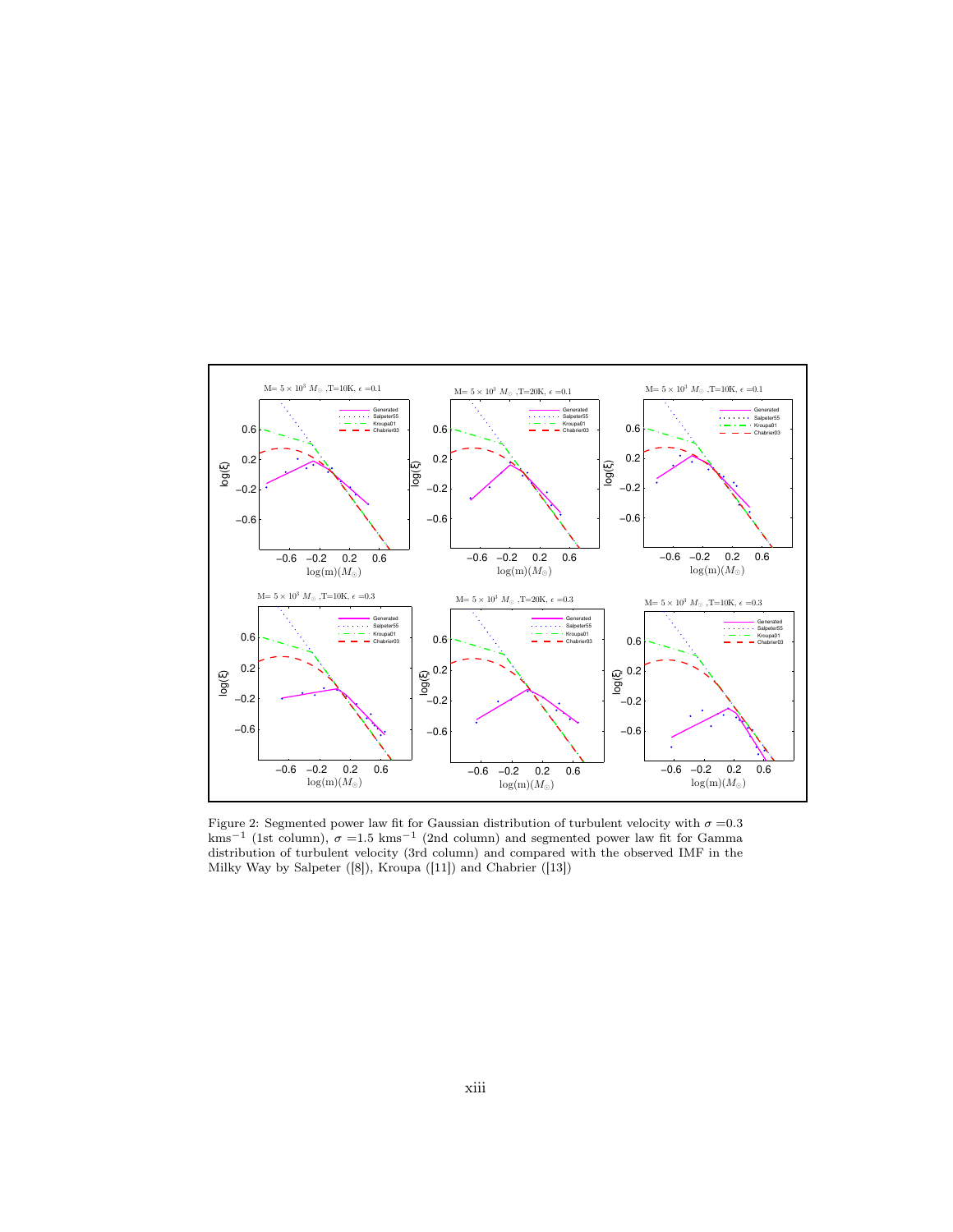Figure 2: Segmented power law fit for Gaussian distribution of turbulent velocity with $\sigma$ =0.3 kms$^{-1}$ (1st column), $\sigma$ =1.5 kms$^{-1}$ (2nd column) and segmented power law fit for Gamma distribution of turbulent velocity (3rd column) and compared with the observed IMF in the Milky Way by Salpeter ([8]), Kroupa ([11]) and Chabrier ([13])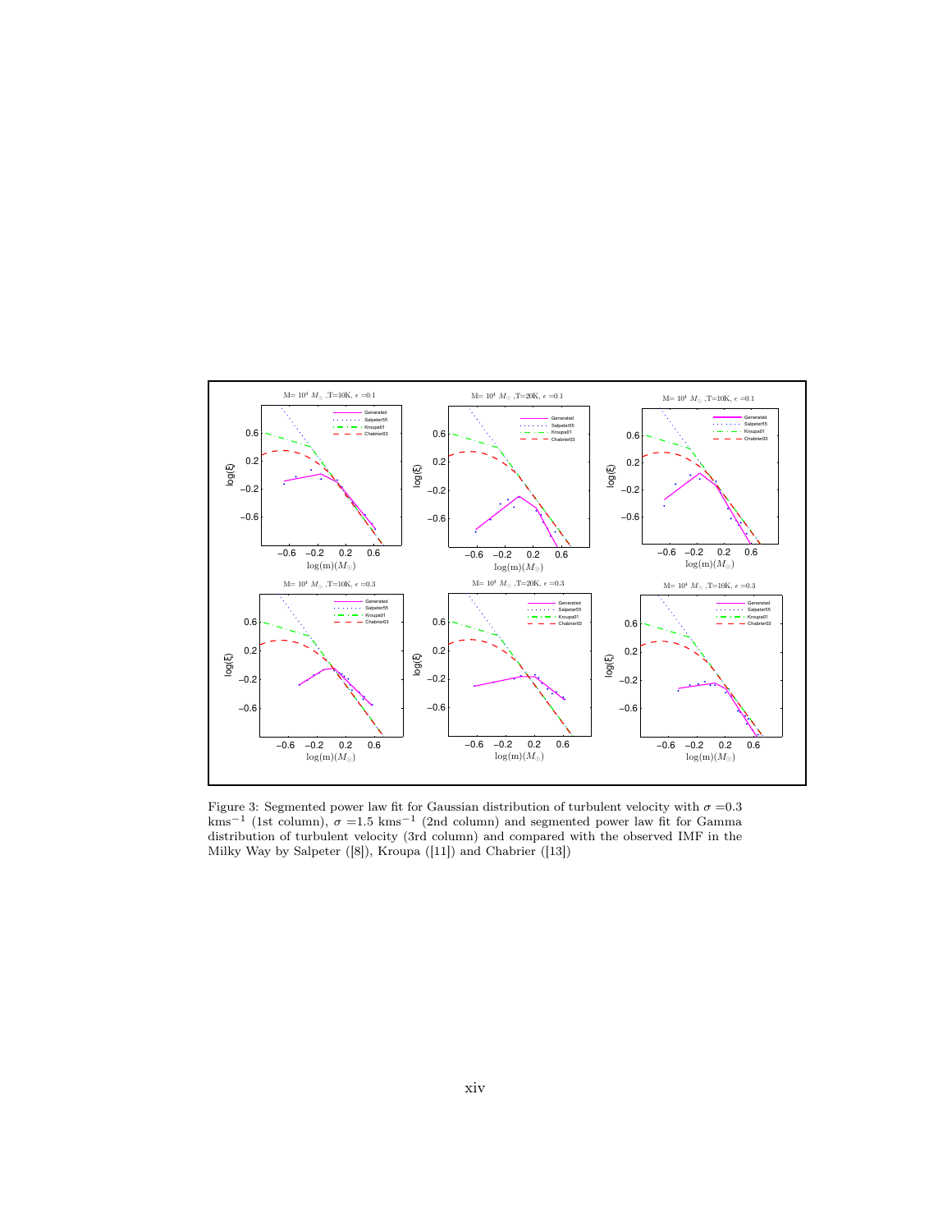Figure 3: Segmented power law fit for Gaussian distribution of turbulent velocity with $\sigma$ =0.3 kms$^{-1}$ (1st column), $\sigma$ =1.5 kms$^{-1}$ (2nd column) and segmented power law fit for Gamma distribution of turbulent velocity (3rd column) and compared with the observed IMF in the Milky Way by Salpeter ([8]), Kroupa ([11]) and Chabrier ([13])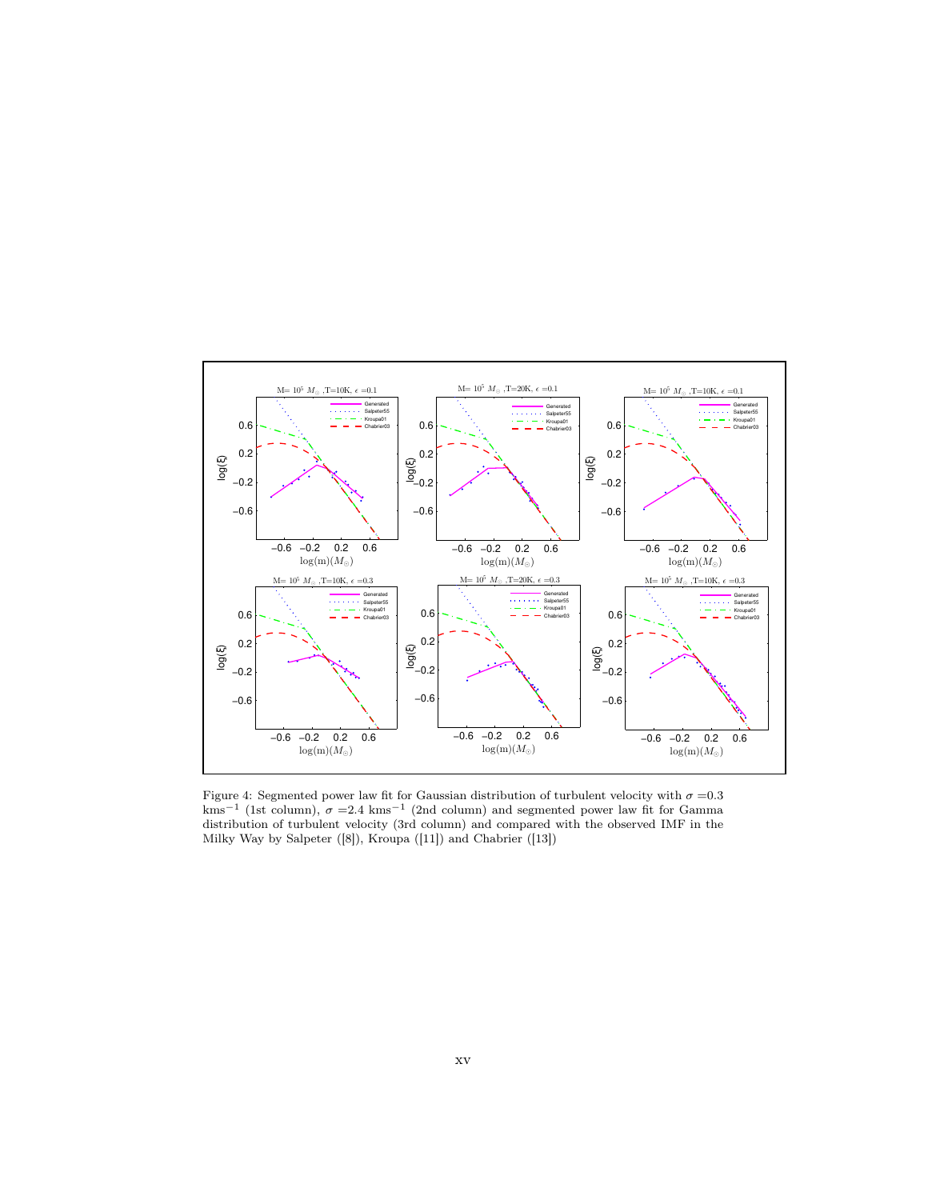Figure 4: Segmented power law fit for Gaussian distribution of turbulent velocity with $\sigma$ =0.3 kms$^{-1}$ (1st column), $\sigma$ =2.4 kms$^{-1}$ (2nd column) and segmented power law fit for Gamma distribution of turbulent velocity (3rd column) and compared with the observed IMF in the Milky Way by Salpeter ([8]), Kroupa ([11]) and Chabrier ([13])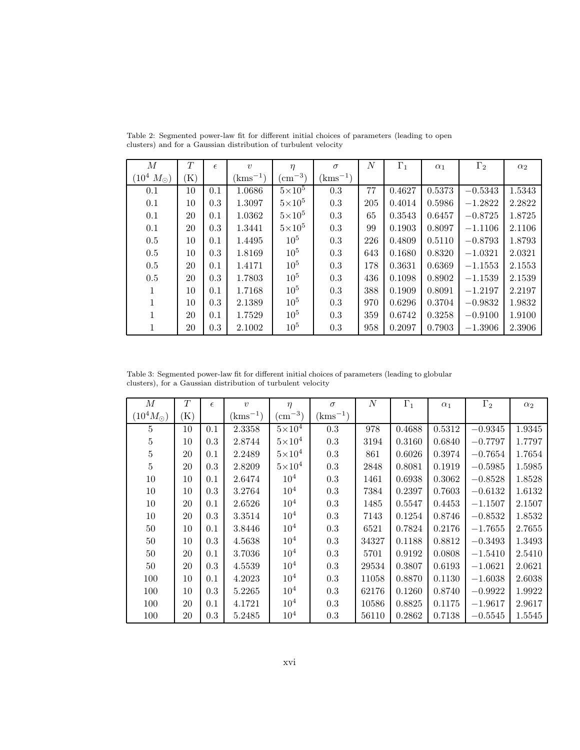Table 2: Segmented power-law fit for different initial choices of parameters (leading to open clusters) and for a Gaussian distribution of turbulent velocity

| $M$ ($10^4\ M_\odot$) | $T$ (K) | $\epsilon$ | $v$ ($\mathrm{kms^{-1}}$) | $\eta$ ($\mathrm{cm^{-3}}$) | $\sigma$ ($\mathrm{kms^{-1}}$) | $N$ | $\Gamma_1$ | $\alpha_1$ | $\Gamma_2$ | $\alpha_2$ |
|---|---|---|---|---|---|---|---|---|---|---|
| 0.1 | 10 | 0.1 | 1.0686 | $5\times10^5$ | 0.3 | 77 | 0.4627 | 0.5373 | $-0.5343$ | 1.5343 |
| 0.1 | 10 | 0.3 | 1.3097 | $5\times10^5$ | 0.3 | 205 | 0.4014 | 0.5986 | $-1.2822$ | 2.2822 |
| 0.1 | 20 | 0.1 | 1.0362 | $5\times10^5$ | 0.3 | 65 | 0.3543 | 0.6457 | $-0.8725$ | 1.8725 |
| 0.1 | 20 | 0.3 | 1.3441 | $5\times10^5$ | 0.3 | 99 | 0.1903 | 0.8097 | $-1.1106$ | 2.1106 |
| 0.5 | 10 | 0.1 | 1.4495 | $10^5$ | 0.3 | 226 | 0.4809 | 0.5110 | $-0.8793$ | 1.8793 |
| 0.5 | 10 | 0.3 | 1.8169 | $10^5$ | 0.3 | 643 | 0.1680 | 0.8320 | $-1.0321$ | 2.0321 |
| 0.5 | 20 | 0.1 | 1.4171 | $10^5$ | 0.3 | 178 | 0.3631 | 0.6369 | $-1.1553$ | 2.1553 |
| 0.5 | 20 | 0.3 | 1.7803 | $10^5$ | 0.3 | 436 | 0.1098 | 0.8902 | $-1.1539$ | 2.1539 |
| 1 | 10 | 0.1 | 1.7168 | $10^5$ | 0.3 | 388 | 0.1909 | 0.8091 | $-1.2197$ | 2.2197 |
| 1 | 10 | 0.3 | 2.1389 | $10^5$ | 0.3 | 970 | 0.6296 | 0.3704 | $-0.9832$ | 1.9832 |
| 1 | 20 | 0.1 | 1.7529 | $10^5$ | 0.3 | 359 | 0.6742 | 0.3258 | $-0.9100$ | 1.9100 |
| 1 | 20 | 0.3 | 2.1002 | $10^5$ | 0.3 | 958 | 0.2097 | 0.7903 | $-1.3906$ | 2.3906 |

Table 3: Segmented power-law fit for different initial choices of parameters (leading to globular clusters), for a Gaussian distribution of turbulent velocity

| $M$ ($10^4 M_\odot$) | $T$ (K) | $\epsilon$ | $v$ ($\mathrm{kms^{-1}}$) | $\eta$ ($\mathrm{cm^{-3}}$) | $\sigma$ ($\mathrm{kms^{-1}}$) | $N$ | $\Gamma_1$ | $\alpha_1$ | $\Gamma_2$ | $\alpha_2$ |
|---|---|---|---|---|---|---|---|---|---|---|
| 5 | 10 | 0.1 | 2.3358 | $5\times10^4$ | 0.3 | 978 | 0.4688 | 0.5312 | $-0.9345$ | 1.9345 |
| 5 | 10 | 0.3 | 2.8744 | $5\times10^4$ | 0.3 | 3194 | 0.3160 | 0.6840 | $-0.7797$ | 1.7797 |
| 5 | 20 | 0.1 | 2.2489 | $5\times10^4$ | 0.3 | 861 | 0.6026 | 0.3974 | $-0.7654$ | 1.7654 |
| 5 | 20 | 0.3 | 2.8209 | $5\times10^4$ | 0.3 | 2848 | 0.8081 | 0.1919 | $-0.5985$ | 1.5985 |
| 10 | 10 | 0.1 | 2.6474 | $10^4$ | 0.3 | 1461 | 0.6938 | 0.3062 | $-0.8528$ | 1.8528 |
| 10 | 10 | 0.3 | 3.2764 | $10^4$ | 0.3 | 7384 | 0.2397 | 0.7603 | $-0.6132$ | 1.6132 |
| 10 | 20 | 0.1 | 2.6526 | $10^4$ | 0.3 | 1485 | 0.5547 | 0.4453 | $-1.1507$ | 2.1507 |
| 10 | 20 | 0.3 | 3.3514 | $10^4$ | 0.3 | 7143 | 0.1254 | 0.8746 | $-0.8532$ | 1.8532 |
| 50 | 10 | 0.1 | 3.8446 | $10^4$ | 0.3 | 6521 | 0.7824 | 0.2176 | $-1.7655$ | 2.7655 |
| 50 | 10 | 0.3 | 4.5638 | $10^4$ | 0.3 | 34327 | 0.1188 | 0.8812 | $-0.3493$ | 1.3493 |
| 50 | 20 | 0.1 | 3.7036 | $10^4$ | 0.3 | 5701 | 0.9192 | 0.0808 | $-1.5410$ | 2.5410 |
| 50 | 20 | 0.3 | 4.5539 | $10^4$ | 0.3 | 29534 | 0.3807 | 0.6193 | $-1.0621$ | 2.0621 |
| 100 | 10 | 0.1 | 4.2023 | $10^4$ | 0.3 | 11058 | 0.8870 | 0.1130 | $-1.6038$ | 2.6038 |
| 100 | 10 | 0.3 | 5.2265 | $10^4$ | 0.3 | 62176 | 0.1260 | 0.8740 | $-0.9922$ | 1.9922 |
| 100 | 20 | 0.1 | 4.1721 | $10^4$ | 0.3 | 10586 | 0.8825 | 0.1175 | $-1.9617$ | 2.9617 |
| 100 | 20 | 0.3 | 5.2485 | $10^4$ | 0.3 | 56110 | 0.2862 | 0.7138 | $-0.5545$ | 1.5545 |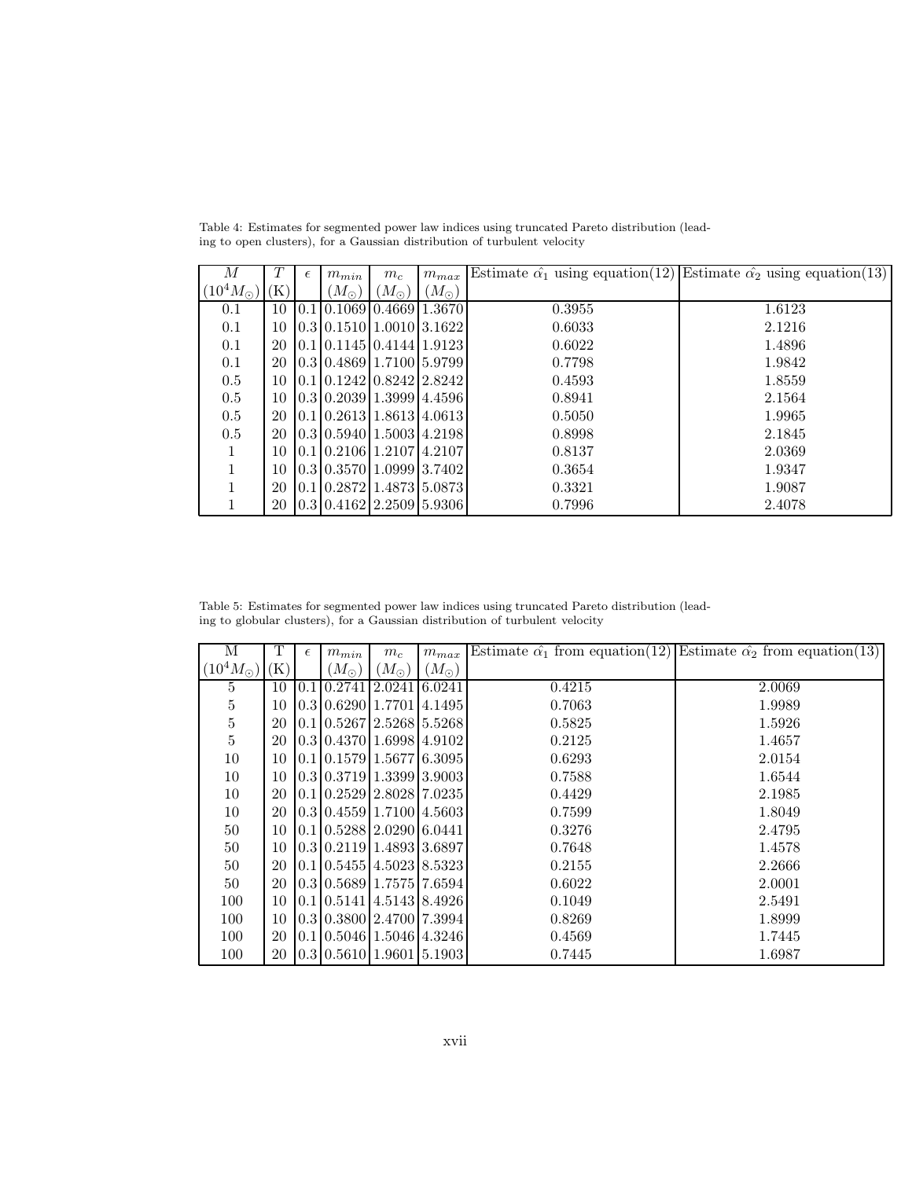Table 4: Estimates for segmented power law indices using truncated Pareto distribution (leading to open clusters), for a Gaussian distribution of turbulent velocity

| $M$ ($10^4 M_\odot$) | $T$ (K) | $\epsilon$ | $m_{min}$ ($M_\odot$) | $m_c$ ($M_\odot$) | $m_{max}$ ($M_\odot$) | Estimate $\hat{\alpha_1}$ using equation(12) | Estimate $\hat{\alpha_2}$ using equation(13) |
|---|---|---|---|---|---|---|---|
| 0.1 | 10 | 0.1 | 0.1069 | 0.4669 | 1.3670 | 0.3955 | 1.6123 |
| 0.1 | 10 | 0.3 | 0.1510 | 1.0010 | 3.1622 | 0.6033 | 2.1216 |
| 0.1 | 20 | 0.1 | 0.1145 | 0.4144 | 1.9123 | 0.6022 | 1.4896 |
| 0.1 | 20 | 0.3 | 0.4869 | 1.7100 | 5.9799 | 0.7798 | 1.9842 |
| 0.5 | 10 | 0.1 | 0.1242 | 0.8242 | 2.8242 | 0.4593 | 1.8559 |
| 0.5 | 10 | 0.3 | 0.2039 | 1.3999 | 4.4596 | 0.8941 | 2.1564 |
| 0.5 | 20 | 0.1 | 0.2613 | 1.8613 | 4.0613 | 0.5050 | 1.9965 |
| 0.5 | 20 | 0.3 | 0.5940 | 1.5003 | 4.2198 | 0.8998 | 2.1845 |
| 1 | 10 | 0.1 | 0.2106 | 1.2107 | 4.2107 | 0.8137 | 2.0369 |
| 1 | 10 | 0.3 | 0.3570 | 1.0999 | 3.7402 | 0.3654 | 1.9347 |
| 1 | 20 | 0.1 | 0.2872 | 1.4873 | 5.0873 | 0.3321 | 1.9087 |
| 1 | 20 | 0.3 | 0.4162 | 2.2509 | 5.9306 | 0.7996 | 2.4078 |

Table 5: Estimates for segmented power law indices using truncated Pareto distribution (leading to globular clusters), for a Gaussian distribution of turbulent velocity

| M ($10^4 M_\odot$) | T (K) | $\epsilon$ | $m_{min}$ ($M_\odot$) | $m_c$ ($M_\odot$) | $m_{max}$ ($M_\odot$) | Estimate $\hat{\alpha_1}$ from equation(12) | Estimate $\hat{\alpha_2}$ from equation(13) |
|---|---|---|---|---|---|---|---|
| 5 | 10 | 0.1 | 0.2741 | 2.0241 | 6.0241 | 0.4215 | 2.0069 |
| 5 | 10 | 0.3 | 0.6290 | 1.7701 | 4.1495 | 0.7063 | 1.9989 |
| 5 | 20 | 0.1 | 0.5267 | 2.5268 | 5.5268 | 0.5825 | 1.5926 |
| 5 | 20 | 0.3 | 0.4370 | 1.6998 | 4.9102 | 0.2125 | 1.4657 |
| 10 | 10 | 0.1 | 0.1579 | 1.5677 | 6.3095 | 0.6293 | 2.0154 |
| 10 | 10 | 0.3 | 0.3719 | 1.3399 | 3.9003 | 0.7588 | 1.6544 |
| 10 | 20 | 0.1 | 0.2529 | 2.8028 | 7.0235 | 0.4429 | 2.1985 |
| 10 | 20 | 0.3 | 0.4559 | 1.7100 | 4.5603 | 0.7599 | 1.8049 |
| 50 | 10 | 0.1 | 0.5288 | 2.0290 | 6.0441 | 0.3276 | 2.4795 |
| 50 | 10 | 0.3 | 0.2119 | 1.4893 | 3.6897 | 0.7648 | 1.4578 |
| 50 | 20 | 0.1 | 0.5455 | 4.5023 | 8.5323 | 0.2155 | 2.2666 |
| 50 | 20 | 0.3 | 0.5689 | 1.7575 | 7.6594 | 0.6022 | 2.0001 |
| 100 | 10 | 0.1 | 0.5141 | 4.5143 | 8.4926 | 0.1049 | 2.5491 |
| 100 | 10 | 0.3 | 0.3800 | 2.4700 | 7.3994 | 0.8269 | 1.8999 |
| 100 | 20 | 0.1 | 0.5046 | 1.5046 | 4.3246 | 0.4569 | 1.7445 |
| 100 | 20 | 0.3 | 0.5610 | 1.9601 | 5.1903 | 0.7445 | 1.6987 |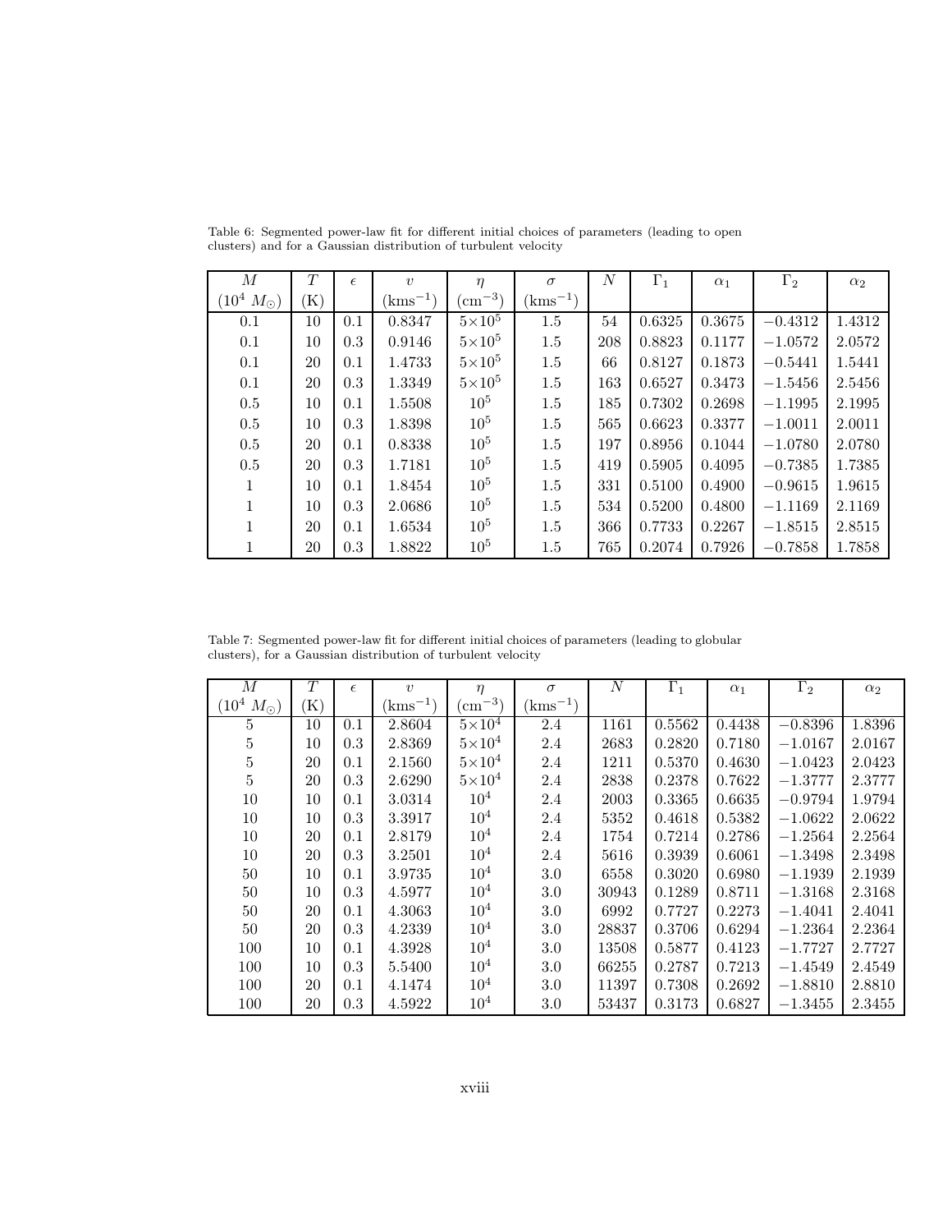Table 6: Segmented power-law fit for different initial choices of parameters (leading to open clusters) and for a Gaussian distribution of turbulent velocity

| $M$ ($10^4\ M_\odot$) | $T$ (K) | $\epsilon$ | $v$ ($\mathrm{kms^{-1}}$) | $\eta$ ($\mathrm{cm^{-3}}$) | $\sigma$ ($\mathrm{kms^{-1}}$) | $N$ | $\Gamma_1$ | $\alpha_1$ | $\Gamma_2$ | $\alpha_2$ |
|---|---|---|---|---|---|---|---|---|---|---|
| 0.1 | 10 | 0.1 | 0.8347 | $5\times10^5$ | 1.5 | 54 | 0.6325 | 0.3675 | $-0.4312$ | 1.4312 |
| 0.1 | 10 | 0.3 | 0.9146 | $5\times10^5$ | 1.5 | 208 | 0.8823 | 0.1177 | $-1.0572$ | 2.0572 |
| 0.1 | 20 | 0.1 | 1.4733 | $5\times10^5$ | 1.5 | 66 | 0.8127 | 0.1873 | $-0.5441$ | 1.5441 |
| 0.1 | 20 | 0.3 | 1.3349 | $5\times10^5$ | 1.5 | 163 | 0.6527 | 0.3473 | $-1.5456$ | 2.5456 |
| 0.5 | 10 | 0.1 | 1.5508 | $10^5$ | 1.5 | 185 | 0.7302 | 0.2698 | $-1.1995$ | 2.1995 |
| 0.5 | 10 | 0.3 | 1.8398 | $10^5$ | 1.5 | 565 | 0.6623 | 0.3377 | $-1.0011$ | 2.0011 |
| 0.5 | 20 | 0.1 | 0.8338 | $10^5$ | 1.5 | 197 | 0.8956 | 0.1044 | $-1.0780$ | 2.0780 |
| 0.5 | 20 | 0.3 | 1.7181 | $10^5$ | 1.5 | 419 | 0.5905 | 0.4095 | $-0.7385$ | 1.7385 |
| 1 | 10 | 0.1 | 1.8454 | $10^5$ | 1.5 | 331 | 0.5100 | 0.4900 | $-0.9615$ | 1.9615 |
| 1 | 10 | 0.3 | 2.0686 | $10^5$ | 1.5 | 534 | 0.5200 | 0.4800 | $-1.1169$ | 2.1169 |
| 1 | 20 | 0.1 | 1.6534 | $10^5$ | 1.5 | 366 | 0.7733 | 0.2267 | $-1.8515$ | 2.8515 |
| 1 | 20 | 0.3 | 1.8822 | $10^5$ | 1.5 | 765 | 0.2074 | 0.7926 | $-0.7858$ | 1.7858 |

Table 7: Segmented power-law fit for different initial choices of parameters (leading to globular clusters), for a Gaussian distribution of turbulent velocity

| $M$ ($10^4\ M_\odot$) | $T$ (K) | $\epsilon$ | $v$ ($\mathrm{kms^{-1}}$) | $\eta$ ($\mathrm{cm^{-3}}$) | $\sigma$ ($\mathrm{kms^{-1}}$) | $N$ | $\Gamma_1$ | $\alpha_1$ | $\Gamma_2$ | $\alpha_2$ |
|---|---|---|---|---|---|---|---|---|---|---|
| 5 | 10 | 0.1 | 2.8604 | $5\times10^4$ | 2.4 | 1161 | 0.5562 | 0.4438 | $-0.8396$ | 1.8396 |
| 5 | 10 | 0.3 | 2.8369 | $5\times10^4$ | 2.4 | 2683 | 0.2820 | 0.7180 | $-1.0167$ | 2.0167 |
| 5 | 20 | 0.1 | 2.1560 | $5\times10^4$ | 2.4 | 1211 | 0.5370 | 0.4630 | $-1.0423$ | 2.0423 |
| 5 | 20 | 0.3 | 2.6290 | $5\times10^4$ | 2.4 | 2838 | 0.2378 | 0.7622 | $-1.3777$ | 2.3777 |
| 10 | 10 | 0.1 | 3.0314 | $10^4$ | 2.4 | 2003 | 0.3365 | 0.6635 | $-0.9794$ | 1.9794 |
| 10 | 10 | 0.3 | 3.3917 | $10^4$ | 2.4 | 5352 | 0.4618 | 0.5382 | $-1.0622$ | 2.0622 |
| 10 | 20 | 0.1 | 2.8179 | $10^4$ | 2.4 | 1754 | 0.7214 | 0.2786 | $-1.2564$ | 2.2564 |
| 10 | 20 | 0.3 | 3.2501 | $10^4$ | 2.4 | 5616 | 0.3939 | 0.6061 | $-1.3498$ | 2.3498 |
| 50 | 10 | 0.1 | 3.9735 | $10^4$ | 3.0 | 6558 | 0.3020 | 0.6980 | $-1.1939$ | 2.1939 |
| 50 | 10 | 0.3 | 4.5977 | $10^4$ | 3.0 | 30943 | 0.1289 | 0.8711 | $-1.3168$ | 2.3168 |
| 50 | 20 | 0.1 | 4.3063 | $10^4$ | 3.0 | 6992 | 0.7727 | 0.2273 | $-1.4041$ | 2.4041 |
| 50 | 20 | 0.3 | 4.2339 | $10^4$ | 3.0 | 28837 | 0.3706 | 0.6294 | $-1.2364$ | 2.2364 |
| 100 | 10 | 0.1 | 4.3928 | $10^4$ | 3.0 | 13508 | 0.5877 | 0.4123 | $-1.7727$ | 2.7727 |
| 100 | 10 | 0.3 | 5.5400 | $10^4$ | 3.0 | 66255 | 0.2787 | 0.7213 | $-1.4549$ | 2.4549 |
| 100 | 20 | 0.1 | 4.1474 | $10^4$ | 3.0 | 11397 | 0.7308 | 0.2692 | $-1.8810$ | 2.8810 |
| 100 | 20 | 0.3 | 4.5922 | $10^4$ | 3.0 | 53437 | 0.3173 | 0.6827 | $-1.3455$ | 2.3455 |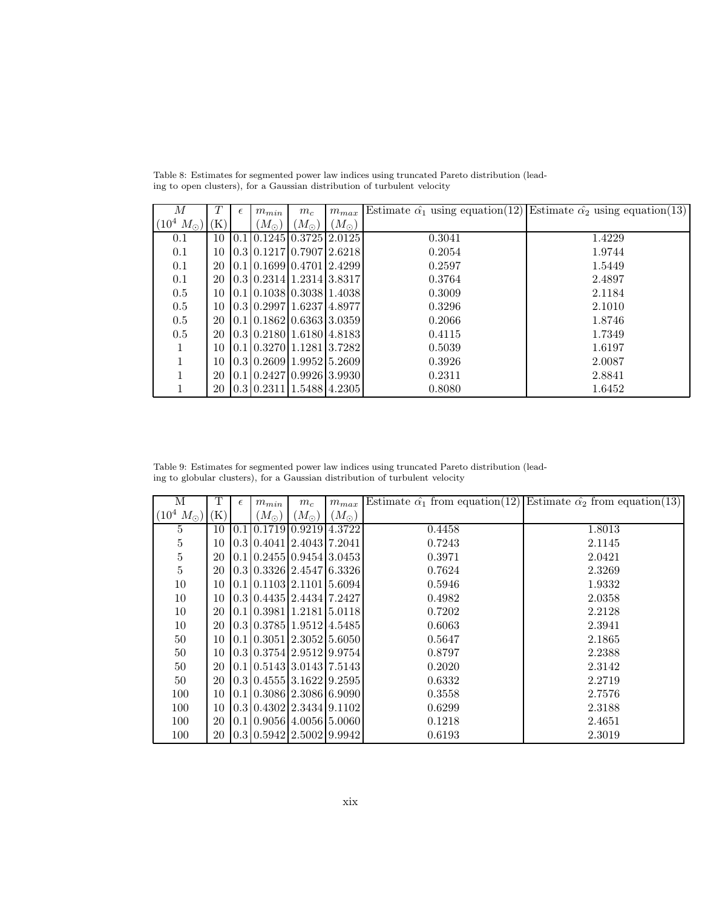Table 8: Estimates for segmented power law indices using truncated Pareto distribution (leading to open clusters), for a Gaussian distribution of turbulent velocity

| $M$ ($10^4\ M_\odot$) | $T$ (K) | $\epsilon$ | $m_{min}$ ($M_\odot$) | $m_c$ ($M_\odot$) | $m_{max}$ ($M_\odot$) | Estimate $\hat{\alpha_1}$ using equation(12) | Estimate $\hat{\alpha_2}$ using equation(13) |
|---|---|---|---|---|---|---|---|
| 0.1 | 10 | 0.1 | 0.1245 | 0.3725 | 2.0125 | 0.3041 | 1.4229 |
| 0.1 | 10 | 0.3 | 0.1217 | 0.7907 | 2.6218 | 0.2054 | 1.9744 |
| 0.1 | 20 | 0.1 | 0.1699 | 0.4701 | 2.4299 | 0.2597 | 1.5449 |
| 0.1 | 20 | 0.3 | 0.2314 | 1.2314 | 3.8317 | 0.3764 | 2.4897 |
| 0.5 | 10 | 0.1 | 0.1038 | 0.3038 | 1.4038 | 0.3009 | 2.1184 |
| 0.5 | 10 | 0.3 | 0.2997 | 1.6237 | 4.8977 | 0.3296 | 2.1010 |
| 0.5 | 20 | 0.1 | 0.1862 | 0.6363 | 3.0359 | 0.2066 | 1.8746 |
| 0.5 | 20 | 0.3 | 0.2180 | 1.6180 | 4.8183 | 0.4115 | 1.7349 |
| 1 | 10 | 0.1 | 0.3270 | 1.1281 | 3.7282 | 0.5039 | 1.6197 |
| 1 | 10 | 0.3 | 0.2609 | 1.9952 | 5.2609 | 0.3926 | 2.0087 |
| 1 | 20 | 0.1 | 0.2427 | 0.9926 | 3.9930 | 0.2311 | 2.8841 |
| 1 | 20 | 0.3 | 0.2311 | 1.5488 | 4.2305 | 0.8080 | 1.6452 |

Table 9: Estimates for segmented power law indices using truncated Pareto distribution (leading to globular clusters), for a Gaussian distribution of turbulent velocity

| M ($10^4\ M_\odot$) | T (K) | $\epsilon$ | $m_{min}$ ($M_\odot$) | $m_c$ ($M_\odot$) | $m_{max}$ ($M_\odot$) | Estimate $\hat{\alpha_1}$ from equation(12) | Estimate $\hat{\alpha_2}$ from equation(13) |
|---|---|---|---|---|---|---|---|
| 5 | 10 | 0.1 | 0.1719 | 0.9219 | 4.3722 | 0.4458 | 1.8013 |
| 5 | 10 | 0.3 | 0.4041 | 2.4043 | 7.2041 | 0.7243 | 2.1145 |
| 5 | 20 | 0.1 | 0.2455 | 0.9454 | 3.0453 | 0.3971 | 2.0421 |
| 5 | 20 | 0.3 | 0.3326 | 2.4547 | 6.3326 | 0.7624 | 2.3269 |
| 10 | 10 | 0.1 | 0.1103 | 2.1101 | 5.6094 | 0.5946 | 1.9332 |
| 10 | 10 | 0.3 | 0.4435 | 2.4434 | 7.2427 | 0.4982 | 2.0358 |
| 10 | 20 | 0.1 | 0.3981 | 1.2181 | 5.0118 | 0.7202 | 2.2128 |
| 10 | 20 | 0.3 | 0.3785 | 1.9512 | 4.5485 | 0.6063 | 2.3941 |
| 50 | 10 | 0.1 | 0.3051 | 2.3052 | 5.6050 | 0.5647 | 2.1865 |
| 50 | 10 | 0.3 | 0.3754 | 2.9512 | 9.9754 | 0.8797 | 2.2388 |
| 50 | 20 | 0.1 | 0.5143 | 3.0143 | 7.5143 | 0.2020 | 2.3142 |
| 50 | 20 | 0.3 | 0.4555 | 3.1622 | 9.2595 | 0.6332 | 2.2719 |
| 100 | 10 | 0.1 | 0.3086 | 2.3086 | 6.9090 | 0.3558 | 2.7576 |
| 100 | 10 | 0.3 | 0.4302 | 2.3434 | 9.1102 | 0.6299 | 2.3188 |
| 100 | 20 | 0.1 | 0.9056 | 4.0056 | 5.0060 | 0.1218 | 2.4651 |
| 100 | 20 | 0.3 | 0.5942 | 2.5002 | 9.9942 | 0.6193 | 2.3019 |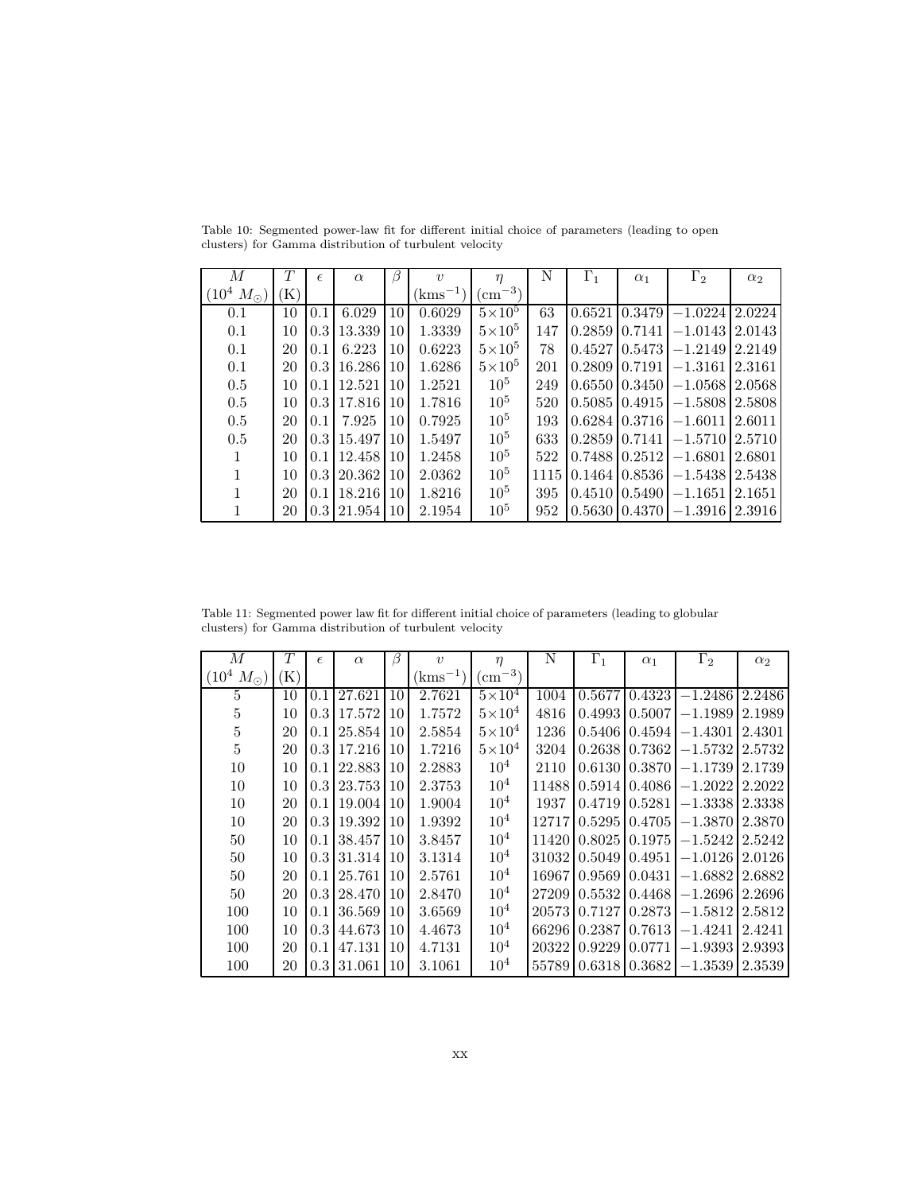Table 10: Segmented power-law fit for different initial choice of parameters (leading to open clusters) for Gamma distribution of turbulent velocity

| $M$ ($10^4\ M_\odot$) | $T$ (K) | $\epsilon$ | $\alpha$ | $\beta$ | $v$ ($\mathrm{kms}^{-1}$) | $\eta$ ($\mathrm{cm}^{-3}$) | N | $\Gamma_1$ | $\alpha_1$ | $\Gamma_2$ | $\alpha_2$ |
|---|---|---|---|---|---|---|---|---|---|---|---|
| 0.1 | 10 | 0.1 | 6.029 | 10 | 0.6029 | $5\times10^5$ | 63 | 0.6521 | 0.3479 | $-1.0224$ | 2.0224 |
| 0.1 | 10 | 0.3 | 13.339 | 10 | 1.3339 | $5\times10^5$ | 147 | 0.2859 | 0.7141 | $-1.0143$ | 2.0143 |
| 0.1 | 20 | 0.1 | 6.223 | 10 | 0.6223 | $5\times10^5$ | 78 | 0.4527 | 0.5473 | $-1.2149$ | 2.2149 |
| 0.1 | 20 | 0.3 | 16.286 | 10 | 1.6286 | $5\times10^5$ | 201 | 0.2809 | 0.7191 | $-1.3161$ | 2.3161 |
| 0.5 | 10 | 0.1 | 12.521 | 10 | 1.2521 | $10^5$ | 249 | 0.6550 | 0.3450 | $-1.0568$ | 2.0568 |
| 0.5 | 10 | 0.3 | 17.816 | 10 | 1.7816 | $10^5$ | 520 | 0.5085 | 0.4915 | $-1.5808$ | 2.5808 |
| 0.5 | 20 | 0.1 | 7.925 | 10 | 0.7925 | $10^5$ | 193 | 0.6284 | 0.3716 | $-1.6011$ | 2.6011 |
| 0.5 | 20 | 0.3 | 15.497 | 10 | 1.5497 | $10^5$ | 633 | 0.2859 | 0.7141 | $-1.5710$ | 2.5710 |
| 1 | 10 | 0.1 | 12.458 | 10 | 1.2458 | $10^5$ | 522 | 0.7488 | 0.2512 | $-1.6801$ | 2.6801 |
| 1 | 10 | 0.3 | 20.362 | 10 | 2.0362 | $10^5$ | 1115 | 0.1464 | 0.8536 | $-1.5438$ | 2.5438 |
| 1 | 20 | 0.1 | 18.216 | 10 | 1.8216 | $10^5$ | 395 | 0.4510 | 0.5490 | $-1.1651$ | 2.1651 |
| 1 | 20 | 0.3 | 21.954 | 10 | 2.1954 | $10^5$ | 952 | 0.5630 | 0.4370 | $-1.3916$ | 2.3916 |

Table 11: Segmented power law fit for different initial choice of parameters (leading to globular clusters) for Gamma distribution of turbulent velocity

| $M$ ($10^4\ M_\odot$) | $T$ (K) | $\epsilon$ | $\alpha$ | $\beta$ | $v$ ($\mathrm{kms}^{-1}$) | $\eta$ ($\mathrm{cm}^{-3}$) | N | $\Gamma_1$ | $\alpha_1$ | $\Gamma_2$ | $\alpha_2$ |
|---|---|---|---|---|---|---|---|---|---|---|---|
| 5 | 10 | 0.1 | 27.621 | 10 | 2.7621 | $5\times10^4$ | 1004 | 0.5677 | 0.4323 | $-1.2486$ | 2.2486 |
| 5 | 10 | 0.3 | 17.572 | 10 | 1.7572 | $5\times10^4$ | 4816 | 0.4993 | 0.5007 | $-1.1989$ | 2.1989 |
| 5 | 20 | 0.1 | 25.854 | 10 | 2.5854 | $5\times10^4$ | 1236 | 0.5406 | 0.4594 | $-1.4301$ | 2.4301 |
| 5 | 20 | 0.3 | 17.216 | 10 | 1.7216 | $5\times10^4$ | 3204 | 0.2638 | 0.7362 | $-1.5732$ | 2.5732 |
| 10 | 10 | 0.1 | 22.883 | 10 | 2.2883 | $10^4$ | 2110 | 0.6130 | 0.3870 | $-1.1739$ | 2.1739 |
| 10 | 10 | 0.3 | 23.753 | 10 | 2.3753 | $10^4$ | 11488 | 0.5914 | 0.4086 | $-1.2022$ | 2.2022 |
| 10 | 20 | 0.1 | 19.004 | 10 | 1.9004 | $10^4$ | 1937 | 0.4719 | 0.5281 | $-1.3338$ | 2.3338 |
| 10 | 20 | 0.3 | 19.392 | 10 | 1.9392 | $10^4$ | 12717 | 0.5295 | 0.4705 | $-1.3870$ | 2.3870 |
| 50 | 10 | 0.1 | 38.457 | 10 | 3.8457 | $10^4$ | 11420 | 0.8025 | 0.1975 | $-1.5242$ | 2.5242 |
| 50 | 10 | 0.3 | 31.314 | 10 | 3.1314 | $10^4$ | 31032 | 0.5049 | 0.4951 | $-1.0126$ | 2.0126 |
| 50 | 20 | 0.1 | 25.761 | 10 | 2.5761 | $10^4$ | 16967 | 0.9569 | 0.0431 | $-1.6882$ | 2.6882 |
| 50 | 20 | 0.3 | 28.470 | 10 | 2.8470 | $10^4$ | 27209 | 0.5532 | 0.4468 | $-1.2696$ | 2.2696 |
| 100 | 10 | 0.1 | 36.569 | 10 | 3.6569 | $10^4$ | 20573 | 0.7127 | 0.2873 | $-1.5812$ | 2.5812 |
| 100 | 10 | 0.3 | 44.673 | 10 | 4.4673 | $10^4$ | 66296 | 0.2387 | 0.7613 | $-1.4241$ | 2.4241 |
| 100 | 20 | 0.1 | 47.131 | 10 | 4.7131 | $10^4$ | 20322 | 0.9229 | 0.0771 | $-1.9393$ | 2.9393 |
| 100 | 20 | 0.3 | 31.061 | 10 | 3.1061 | $10^4$ | 55789 | 0.6318 | 0.3682 | $-1.3539$ | 2.3539 |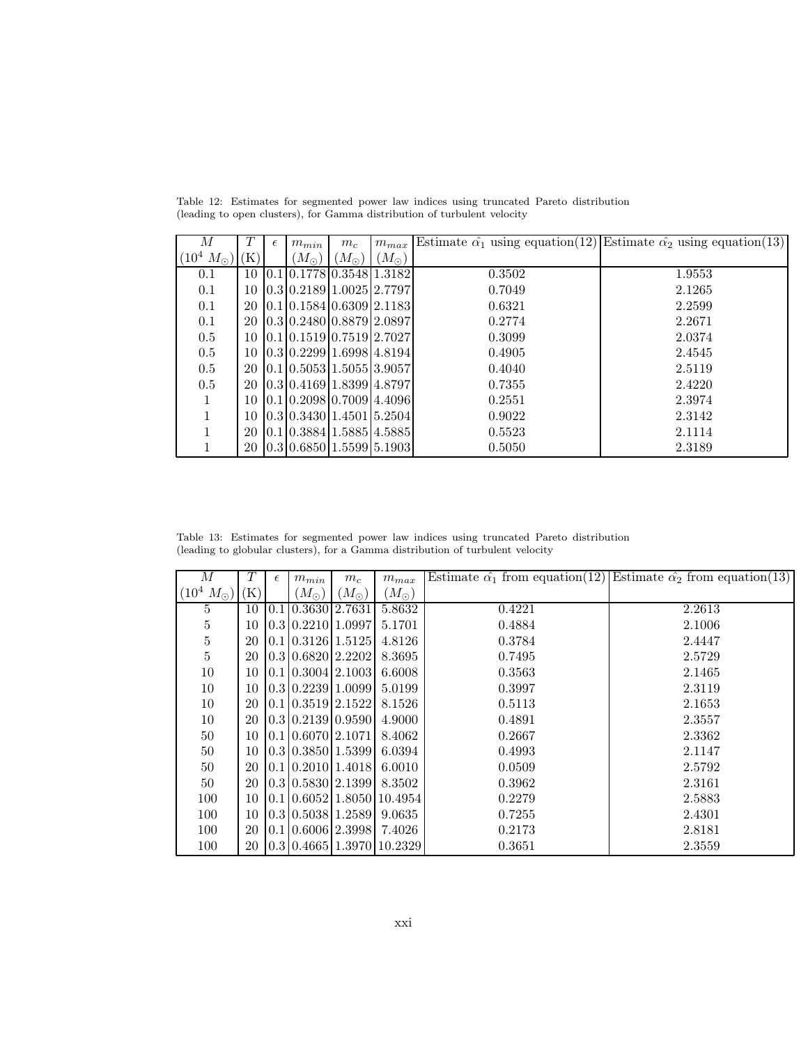Table 12: Estimates for segmented power law indices using truncated Pareto distribution (leading to open clusters), for Gamma distribution of turbulent velocity

| $M$ ($10^4\ M_\odot$) | $T$ (K) | $\epsilon$ | $m_{min}$ ($M_\odot$) | $m_c$ ($M_\odot$) | $m_{max}$ ($M_\odot$) | Estimate $\hat{\alpha_1}$ using equation(12) | Estimate $\hat{\alpha_2}$ using equation(13) |
|---|---|---|---|---|---|---|---|
| 0.1 | 10 | 0.1 | 0.1778 | 0.3548 | 1.3182 | 0.3502 | 1.9553 |
| 0.1 | 10 | 0.3 | 0.2189 | 1.0025 | 2.7797 | 0.7049 | 2.1265 |
| 0.1 | 20 | 0.1 | 0.1584 | 0.6309 | 2.1183 | 0.6321 | 2.2599 |
| 0.1 | 20 | 0.3 | 0.2480 | 0.8879 | 2.0897 | 0.2774 | 2.2671 |
| 0.5 | 10 | 0.1 | 0.1519 | 0.7519 | 2.7027 | 0.3099 | 2.0374 |
| 0.5 | 10 | 0.3 | 0.2299 | 1.6998 | 4.8194 | 0.4905 | 2.4545 |
| 0.5 | 20 | 0.1 | 0.5053 | 1.5055 | 3.9057 | 0.4040 | 2.5119 |
| 0.5 | 20 | 0.3 | 0.4169 | 1.8399 | 4.8797 | 0.7355 | 2.4220 |
| 1 | 10 | 0.1 | 0.2098 | 0.7009 | 4.4096 | 0.2551 | 2.3974 |
| 1 | 10 | 0.3 | 0.3430 | 1.4501 | 5.2504 | 0.9022 | 2.3142 |
| 1 | 20 | 0.1 | 0.3884 | 1.5885 | 4.5885 | 0.5523 | 2.1114 |
| 1 | 20 | 0.3 | 0.6850 | 1.5599 | 5.1903 | 0.5050 | 2.3189 |

Table 13: Estimates for segmented power law indices using truncated Pareto distribution (leading to globular clusters), for a Gamma distribution of turbulent velocity

| $M$ ($10^4\ M_\odot$) | $T$ (K) | $\epsilon$ | $m_{min}$ ($M_\odot$) | $m_c$ ($M_\odot$) | $m_{max}$ ($M_\odot$) | Estimate $\hat{\alpha_1}$ from equation(12) | Estimate $\hat{\alpha_2}$ from equation(13) |
|---|---|---|---|---|---|---|---|
| 5 | 10 | 0.1 | 0.3630 | 2.7631 | 5.8632 | 0.4221 | 2.2613 |
| 5 | 10 | 0.3 | 0.2210 | 1.0997 | 5.1701 | 0.4884 | 2.1006 |
| 5 | 20 | 0.1 | 0.3126 | 1.5125 | 4.8126 | 0.3784 | 2.4447 |
| 5 | 20 | 0.3 | 0.6820 | 2.2202 | 8.3695 | 0.7495 | 2.5729 |
| 10 | 10 | 0.1 | 0.3004 | 2.1003 | 6.6008 | 0.3563 | 2.1465 |
| 10 | 10 | 0.3 | 0.2239 | 1.0099 | 5.0199 | 0.3997 | 2.3119 |
| 10 | 20 | 0.1 | 0.3519 | 2.1522 | 8.1526 | 0.5113 | 2.1653 |
| 10 | 20 | 0.3 | 0.2139 | 0.9590 | 4.9000 | 0.4891 | 2.3557 |
| 50 | 10 | 0.1 | 0.6070 | 2.1071 | 8.4062 | 0.2667 | 2.3362 |
| 50 | 10 | 0.3 | 0.3850 | 1.5399 | 6.0394 | 0.4993 | 2.1147 |
| 50 | 20 | 0.1 | 0.2010 | 1.4018 | 6.0010 | 0.0509 | 2.5792 |
| 50 | 20 | 0.3 | 0.5830 | 2.1399 | 8.3502 | 0.3962 | 2.3161 |
| 100 | 10 | 0.1 | 0.6052 | 1.8050 | 10.4954 | 0.2279 | 2.5883 |
| 100 | 10 | 0.3 | 0.5038 | 1.2589 | 9.0635 | 0.7255 | 2.4301 |
| 100 | 20 | 0.1 | 0.6006 | 2.3998 | 7.4026 | 0.2173 | 2.8181 |
| 100 | 20 | 0.3 | 0.4665 | 1.3970 | 10.2329 | 0.3651 | 2.3559 |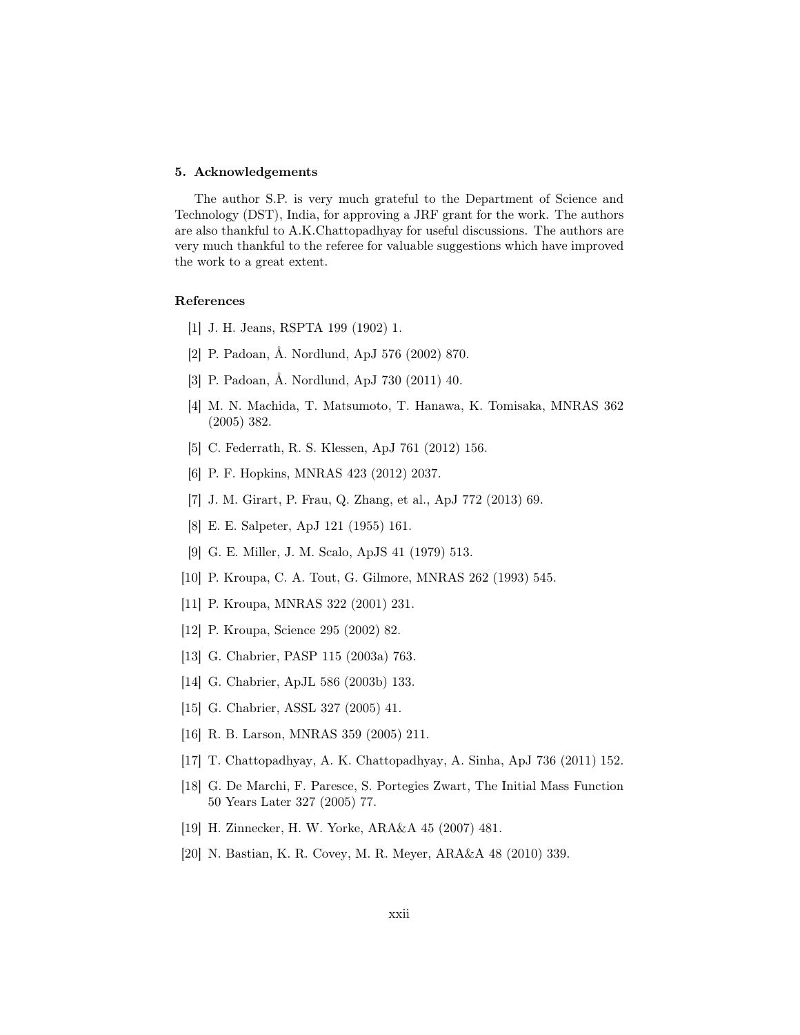## 5. Acknowledgements

The author S.P. is very much grateful to the Department of Science and Technology (DST), India, for approving a JRF grant for the work. The authors are also thankful to A.K.Chattopadhyay for useful discussions. The authors are very much thankful to the referee for valuable suggestions which have improved the work to a great extent.

## References

[1] J. H. Jeans, RSPTA 199 (1902) 1.

[2] P. Padoan, Å. Nordlund, ApJ 576 (2002) 870.

[3] P. Padoan, Å. Nordlund, ApJ 730 (2011) 40.

[4] M. N. Machida, T. Matsumoto, T. Hanawa, K. Tomisaka, MNRAS 362 (2005) 382.

[5] C. Federrath, R. S. Klessen, ApJ 761 (2012) 156.

[6] P. F. Hopkins, MNRAS 423 (2012) 2037.

[7] J. M. Girart, P. Frau, Q. Zhang, et al., ApJ 772 (2013) 69.

[8] E. E. Salpeter, ApJ 121 (1955) 161.

[9] G. E. Miller, J. M. Scalo, ApJS 41 (1979) 513.

[10] P. Kroupa, C. A. Tout, G. Gilmore, MNRAS 262 (1993) 545.

[11] P. Kroupa, MNRAS 322 (2001) 231.

[12] P. Kroupa, Science 295 (2002) 82.

[13] G. Chabrier, PASP 115 (2003a) 763.

[14] G. Chabrier, ApJL 586 (2003b) 133.

[15] G. Chabrier, ASSL 327 (2005) 41.

[16] R. B. Larson, MNRAS 359 (2005) 211.

[17] T. Chattopadhyay, A. K. Chattopadhyay, A. Sinha, ApJ 736 (2011) 152.

[18] G. De Marchi, F. Paresce, S. Portegies Zwart, The Initial Mass Function 50 Years Later 327 (2005) 77.

[19] H. Zinnecker, H. W. Yorke, ARA&A 45 (2007) 481.

[20] N. Bastian, K. R. Covey, M. R. Meyer, ARA&A 48 (2010) 339.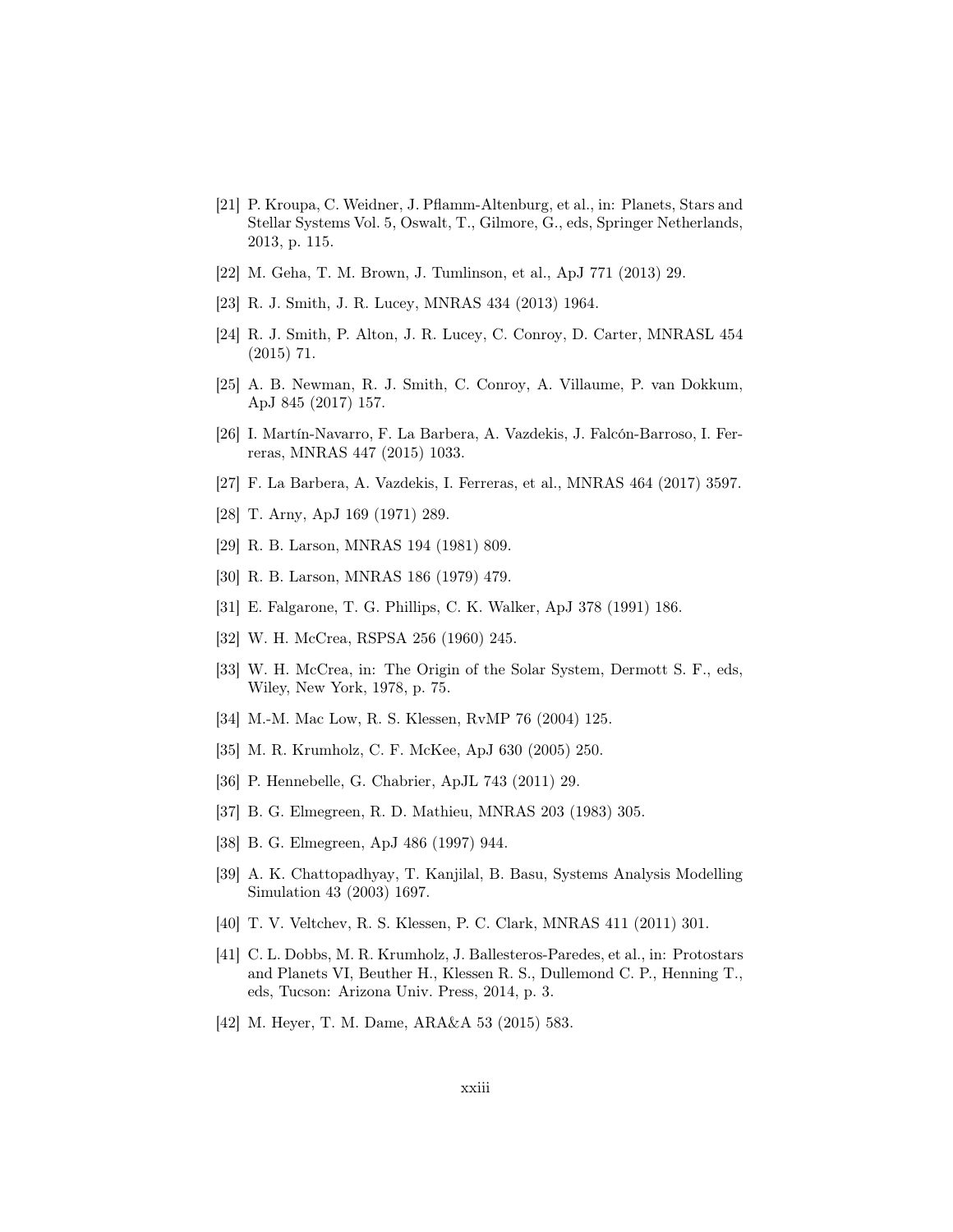[21] P. Kroupa, C. Weidner, J. Pflamm-Altenburg, et al., in: Planets, Stars and Stellar Systems Vol. 5, Oswalt, T., Gilmore, G., eds, Springer Netherlands, 2013, p. 115.

[22] M. Geha, T. M. Brown, J. Tumlinson, et al., ApJ 771 (2013) 29.

[23] R. J. Smith, J. R. Lucey, MNRAS 434 (2013) 1964.

[24] R. J. Smith, P. Alton, J. R. Lucey, C. Conroy, D. Carter, MNRASL 454 (2015) 71.

[25] A. B. Newman, R. J. Smith, C. Conroy, A. Villaume, P. van Dokkum, ApJ 845 (2017) 157.

[26] I. Martín-Navarro, F. La Barbera, A. Vazdekis, J. Falcón-Barroso, I. Ferreras, MNRAS 447 (2015) 1033.

[27] F. La Barbera, A. Vazdekis, I. Ferreras, et al., MNRAS 464 (2017) 3597.

[28] T. Arny, ApJ 169 (1971) 289.

[29] R. B. Larson, MNRAS 194 (1981) 809.

[30] R. B. Larson, MNRAS 186 (1979) 479.

[31] E. Falgarone, T. G. Phillips, C. K. Walker, ApJ 378 (1991) 186.

[32] W. H. McCrea, RSPSA 256 (1960) 245.

[33] W. H. McCrea, in: The Origin of the Solar System, Dermott S. F., eds, Wiley, New York, 1978, p. 75.

[34] M.-M. Mac Low, R. S. Klessen, RvMP 76 (2004) 125.

[35] M. R. Krumholz, C. F. McKee, ApJ 630 (2005) 250.

[36] P. Hennebelle, G. Chabrier, ApJL 743 (2011) 29.

[37] B. G. Elmegreen, R. D. Mathieu, MNRAS 203 (1983) 305.

[38] B. G. Elmegreen, ApJ 486 (1997) 944.

[39] A. K. Chattopadhyay, T. Kanjilal, B. Basu, Systems Analysis Modelling Simulation 43 (2003) 1697.

[40] T. V. Veltchev, R. S. Klessen, P. C. Clark, MNRAS 411 (2011) 301.

[41] C. L. Dobbs, M. R. Krumholz, J. Ballesteros-Paredes, et al., in: Protostars and Planets VI, Beuther H., Klessen R. S., Dullemond C. P., Henning T., eds, Tucson: Arizona Univ. Press, 2014, p. 3.

[42] M. Heyer, T. M. Dame, ARA&A 53 (2015) 583.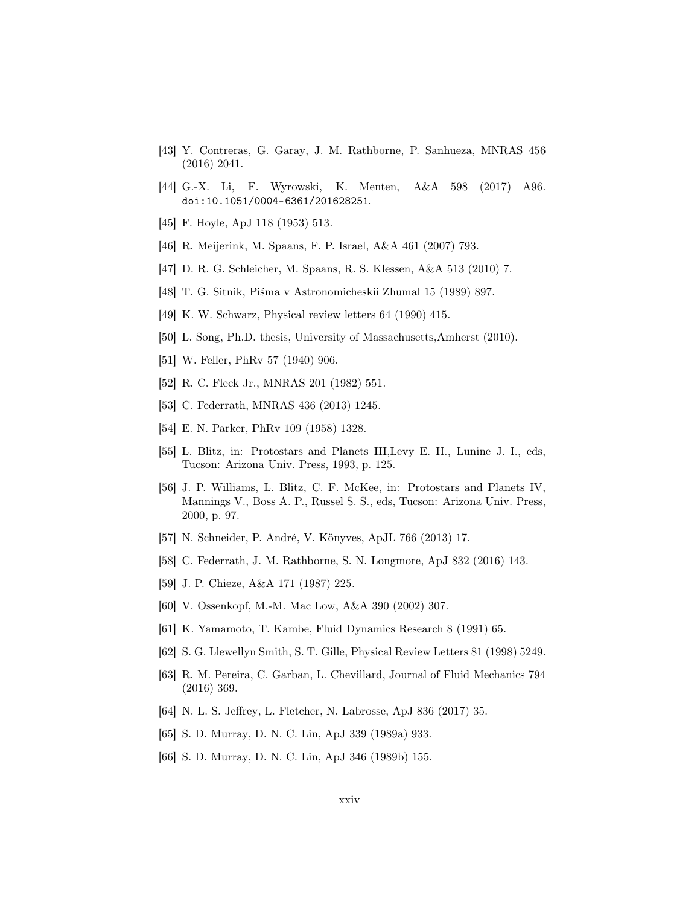[43] Y. Contreras, G. Garay, J. M. Rathborne, P. Sanhueza, MNRAS 456 (2016) 2041.

[44] G.-X. Li, F. Wyrowski, K. Menten, A&A 598 (2017) A96. doi:10.1051/0004-6361/201628251.

[45] F. Hoyle, ApJ 118 (1953) 513.

[46] R. Meijerink, M. Spaans, F. P. Israel, A&A 461 (2007) 793.

[47] D. R. G. Schleicher, M. Spaans, R. S. Klessen, A&A 513 (2010) 7.

[48] T. G. Sitnik, Piśma v Astronomicheskii Zhumal 15 (1989) 897.

[49] K. W. Schwarz, Physical review letters 64 (1990) 415.

[50] L. Song, Ph.D. thesis, University of Massachusetts,Amherst (2010).

[51] W. Feller, PhRv 57 (1940) 906.

[52] R. C. Fleck Jr., MNRAS 201 (1982) 551.

[53] C. Federrath, MNRAS 436 (2013) 1245.

[54] E. N. Parker, PhRv 109 (1958) 1328.

[55] L. Blitz, in: Protostars and Planets III,Levy E. H., Lunine J. I., eds, Tucson: Arizona Univ. Press, 1993, p. 125.

[56] J. P. Williams, L. Blitz, C. F. McKee, in: Protostars and Planets IV, Mannings V., Boss A. P., Russel S. S., eds, Tucson: Arizona Univ. Press, 2000, p. 97.

[57] N. Schneider, P. André, V. Könyves, ApJL 766 (2013) 17.

[58] C. Federrath, J. M. Rathborne, S. N. Longmore, ApJ 832 (2016) 143.

[59] J. P. Chieze, A&A 171 (1987) 225.

[60] V. Ossenkopf, M.-M. Mac Low, A&A 390 (2002) 307.

[61] K. Yamamoto, T. Kambe, Fluid Dynamics Research 8 (1991) 65.

[62] S. G. Llewellyn Smith, S. T. Gille, Physical Review Letters 81 (1998) 5249.

[63] R. M. Pereira, C. Garban, L. Chevillard, Journal of Fluid Mechanics 794 (2016) 369.

[64] N. L. S. Jeffrey, L. Fletcher, N. Labrosse, ApJ 836 (2017) 35.

[65] S. D. Murray, D. N. C. Lin, ApJ 339 (1989a) 933.

[66] S. D. Murray, D. N. C. Lin, ApJ 346 (1989b) 155.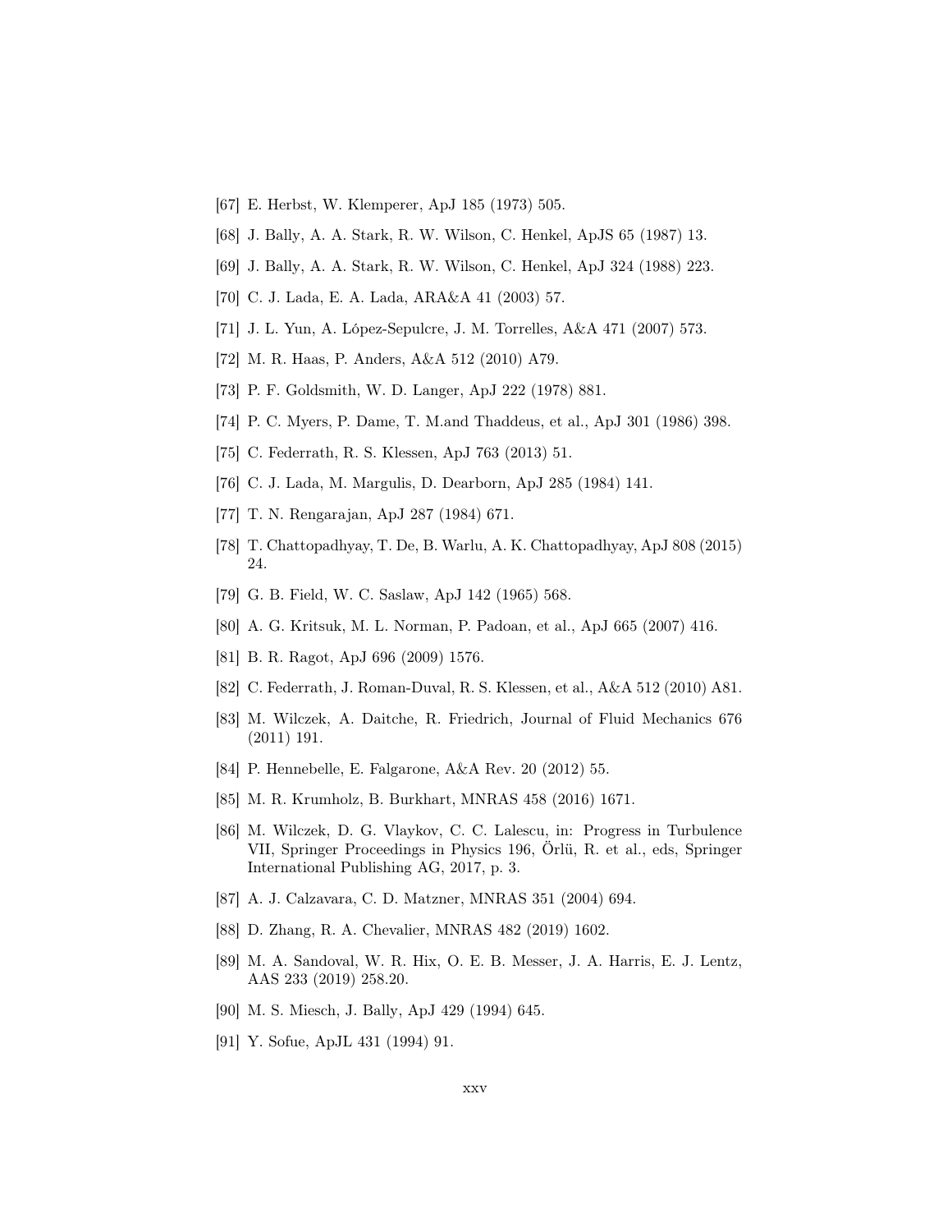[67] E. Herbst, W. Klemperer, ApJ 185 (1973) 505.

[68] J. Bally, A. A. Stark, R. W. Wilson, C. Henkel, ApJS 65 (1987) 13.

[69] J. Bally, A. A. Stark, R. W. Wilson, C. Henkel, ApJ 324 (1988) 223.

[70] C. J. Lada, E. A. Lada, ARA&A 41 (2003) 57.

[71] J. L. Yun, A. López-Sepulcre, J. M. Torrelles, A&A 471 (2007) 573.

[72] M. R. Haas, P. Anders, A&A 512 (2010) A79.

[73] P. F. Goldsmith, W. D. Langer, ApJ 222 (1978) 881.

[74] P. C. Myers, P. Dame, T. M.and Thaddeus, et al., ApJ 301 (1986) 398.

[75] C. Federrath, R. S. Klessen, ApJ 763 (2013) 51.

[76] C. J. Lada, M. Margulis, D. Dearborn, ApJ 285 (1984) 141.

[77] T. N. Rengarajan, ApJ 287 (1984) 671.

[78] T. Chattopadhyay, T. De, B. Warlu, A. K. Chattopadhyay, ApJ 808 (2015) 24.

[79] G. B. Field, W. C. Saslaw, ApJ 142 (1965) 568.

[80] A. G. Kritsuk, M. L. Norman, P. Padoan, et al., ApJ 665 (2007) 416.

[81] B. R. Ragot, ApJ 696 (2009) 1576.

[82] C. Federrath, J. Roman-Duval, R. S. Klessen, et al., A&A 512 (2010) A81.

[83] M. Wilczek, A. Daitche, R. Friedrich, Journal of Fluid Mechanics 676 (2011) 191.

[84] P. Hennebelle, E. Falgarone, A&A Rev. 20 (2012) 55.

[85] M. R. Krumholz, B. Burkhart, MNRAS 458 (2016) 1671.

[86] M. Wilczek, D. G. Vlaykov, C. C. Lalescu, in: Progress in Turbulence VII, Springer Proceedings in Physics 196, Örlü, R. et al., eds, Springer International Publishing AG, 2017, p. 3.

[87] A. J. Calzavara, C. D. Matzner, MNRAS 351 (2004) 694.

[88] D. Zhang, R. A. Chevalier, MNRAS 482 (2019) 1602.

[89] M. A. Sandoval, W. R. Hix, O. E. B. Messer, J. A. Harris, E. J. Lentz, AAS 233 (2019) 258.20.

[90] M. S. Miesch, J. Bally, ApJ 429 (1994) 645.

[91] Y. Sofue, ApJL 431 (1994) 91.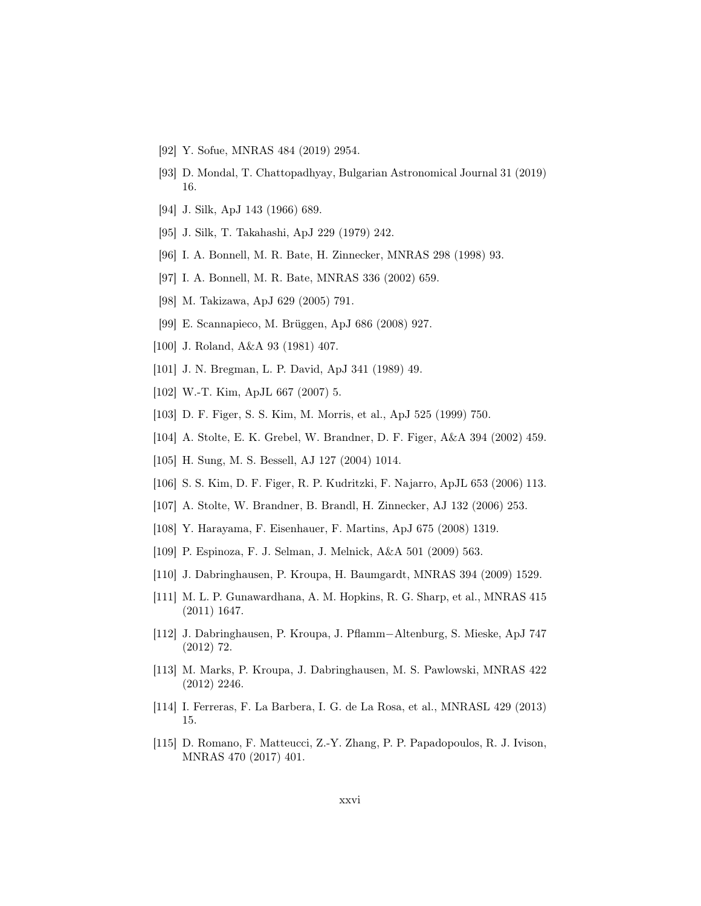[92] Y. Sofue, MNRAS 484 (2019) 2954.

[93] D. Mondal, T. Chattopadhyay, Bulgarian Astronomical Journal 31 (2019) 16.

[94] J. Silk, ApJ 143 (1966) 689.

[95] J. Silk, T. Takahashi, ApJ 229 (1979) 242.

[96] I. A. Bonnell, M. R. Bate, H. Zinnecker, MNRAS 298 (1998) 93.

[97] I. A. Bonnell, M. R. Bate, MNRAS 336 (2002) 659.

[98] M. Takizawa, ApJ 629 (2005) 791.

[99] E. Scannapieco, M. Brüggen, ApJ 686 (2008) 927.

[100] J. Roland, A&A 93 (1981) 407.

[101] J. N. Bregman, L. P. David, ApJ 341 (1989) 49.

[102] W.-T. Kim, ApJL 667 (2007) 5.

[103] D. F. Figer, S. S. Kim, M. Morris, et al., ApJ 525 (1999) 750.

[104] A. Stolte, E. K. Grebel, W. Brandner, D. F. Figer, A&A 394 (2002) 459.

[105] H. Sung, M. S. Bessell, AJ 127 (2004) 1014.

[106] S. S. Kim, D. F. Figer, R. P. Kudritzki, F. Najarro, ApJL 653 (2006) 113.

[107] A. Stolte, W. Brandner, B. Brandl, H. Zinnecker, AJ 132 (2006) 253.

[108] Y. Harayama, F. Eisenhauer, F. Martins, ApJ 675 (2008) 1319.

[109] P. Espinoza, F. J. Selman, J. Melnick, A&A 501 (2009) 563.

[110] J. Dabringhausen, P. Kroupa, H. Baumgardt, MNRAS 394 (2009) 1529.

[111] M. L. P. Gunawardhana, A. M. Hopkins, R. G. Sharp, et al., MNRAS 415 (2011) 1647.

[112] J. Dabringhausen, P. Kroupa, J. Pflamm−Altenburg, S. Mieske, ApJ 747 (2012) 72.

[113] M. Marks, P. Kroupa, J. Dabringhausen, M. S. Pawlowski, MNRAS 422 (2012) 2246.

[114] I. Ferreras, F. La Barbera, I. G. de La Rosa, et al., MNRASL 429 (2013) 15.

[115] D. Romano, F. Matteucci, Z.-Y. Zhang, P. P. Papadopoulos, R. J. Ivison, MNRAS 470 (2017) 401.